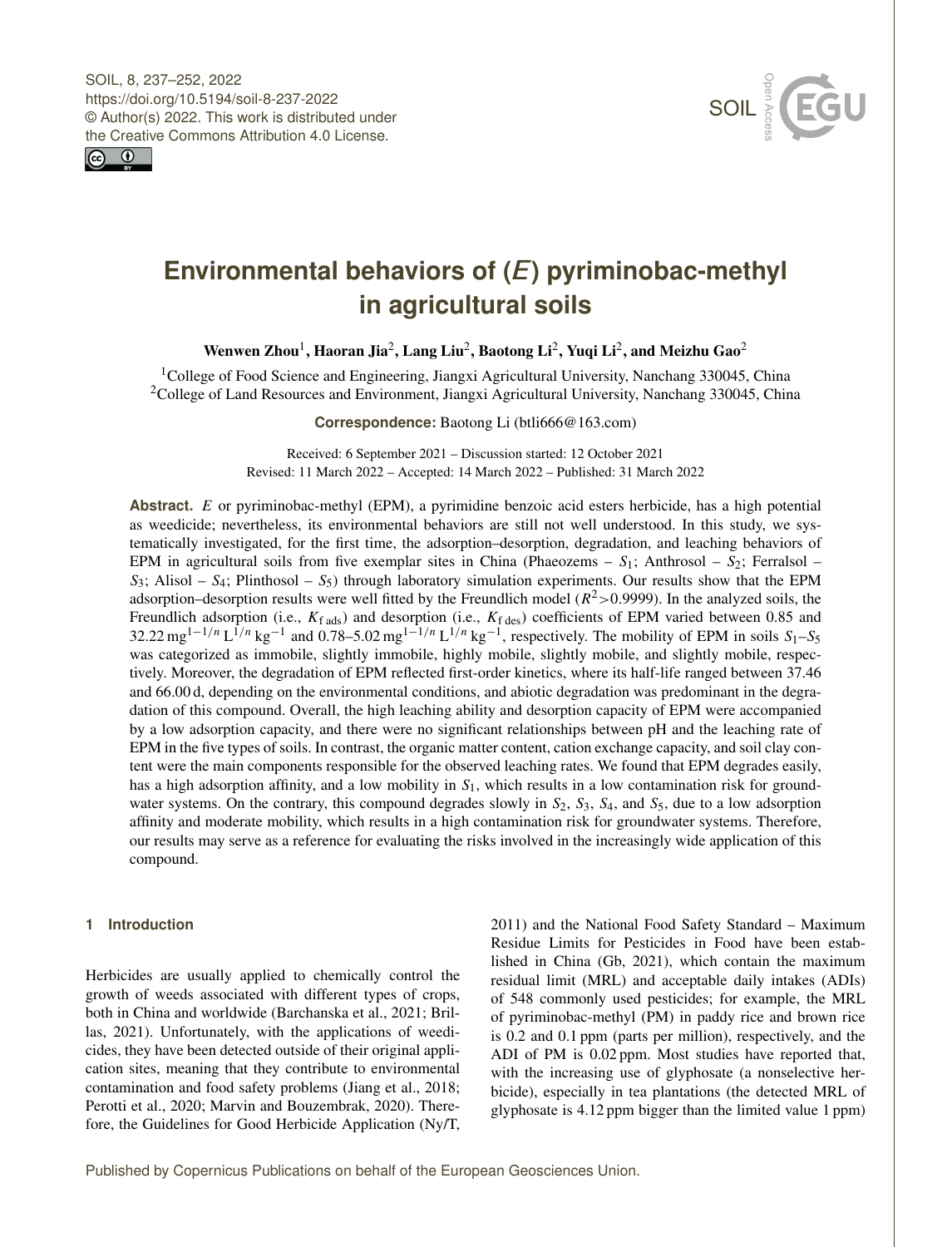# Environmental behaviors of (*E*) pyriminobac-methyl in agricultural soils

**Wenwen Zhou[1], Haoran Jia[2], Lang Liu[2], Baotong Li[2], Yuqi Li[2], and Meizhu Gao[2]**

[1]College of Food Science and Engineering, Jiangxi Agricultural University, Nanchang 330045, China
[2]College of Land Resources and Environment, Jiangxi Agricultural University, Nanchang 330045, China

**Correspondence:** Baotong Li (btli666@163.com)

Received: 6 September 2021 – Discussion started: 12 October 2021
Revised: 11 March 2022 – Accepted: 14 March 2022 – Published: 31 March 2022

**Abstract.** *E* or pyriminobac-methyl (EPM), a pyrimidine benzoic acid esters herbicide, has a high potential as weedicide; nevertheless, its environmental behaviors are still not well understood. In this study, we systematically investigated, for the first time, the adsorption–desorption, degradation, and leaching behaviors of EPM in agricultural soils from five exemplar sites in China (Phaeozems – $S_1$; Anthrosol – $S_2$; Ferralsol – $S_3$; Alisol – $S_4$; Plinthosol – $S_5$) through laboratory simulation experiments. Our results show that the EPM adsorption–desorption results were well fitted by the Freundlich model ($R^2$>0.9999). In the analyzed soils, the Freundlich adsorption (i.e., $K_{f\,ads}$) and desorption (i.e., $K_{f\,des}$) coefficients of EPM varied between 0.85 and 32.22 $mg^{1-1/n}\,L^{1/n}\,kg^{-1}$ and 0.78–5.02 $mg^{1-1/n}\,L^{1/n}\,kg^{-1}$, respectively. The mobility of EPM in soils $S_1$–$S_5$ was categorized as immobile, slightly immobile, highly mobile, slightly mobile, and slightly mobile, respectively. Moreover, the degradation of EPM reflected first-order kinetics, where its half-life ranged between 37.46 and 66.00 d, depending on the environmental conditions, and abiotic degradation was predominant in the degradation of this compound. Overall, the high leaching ability and desorption capacity of EPM were accompanied by a low adsorption capacity, and there were no significant relationships between pH and the leaching rate of EPM in the five types of soils. In contrast, the organic matter content, cation exchange capacity, and soil clay content were the main components responsible for the observed leaching rates. We found that EPM degrades easily, has a high adsorption affinity, and a low mobility in $S_1$, which results in a low contamination risk for groundwater systems. On the contrary, this compound degrades slowly in $S_2$, $S_3$, $S_4$, and $S_5$, due to a low adsorption affinity and moderate mobility, which results in a high contamination risk for groundwater systems. Therefore, our results may serve as a reference for evaluating the risks involved in the increasingly wide application of this compound.

## 1 Introduction

Herbicides are usually applied to chemically control the growth of weeds associated with different types of crops, both in China and worldwide (Barchanska et al., 2021; Brillas, 2021). Unfortunately, with the applications of weedicides, they have been detected outside of their original application sites, meaning that they contribute to environmental contamination and food safety problems (Jiang et al., 2018; Perotti et al., 2020; Marvin and Bouzembrak, 2020). Therefore, the Guidelines for Good Herbicide Application (Ny/T, 2011) and the National Food Safety Standard – Maximum Residue Limits for Pesticides in Food have been established in China (Gb, 2021), which contain the maximum residual limit (MRL) and acceptable daily intakes (ADIs) of 548 commonly used pesticides; for example, the MRL of pyriminobac-methyl (PM) in paddy rice and brown rice is 0.2 and 0.1 ppm (parts per million), respectively, and the ADI of PM is 0.02 ppm. Most studies have reported that, with the increasing use of glyphosate (a nonselective herbicide), especially in tea plantations (the detected MRL of glyphosate is 4.12 ppm bigger than the limited value 1 ppm)

Published by Copernicus Publications on behalf of the European Geosciences Union.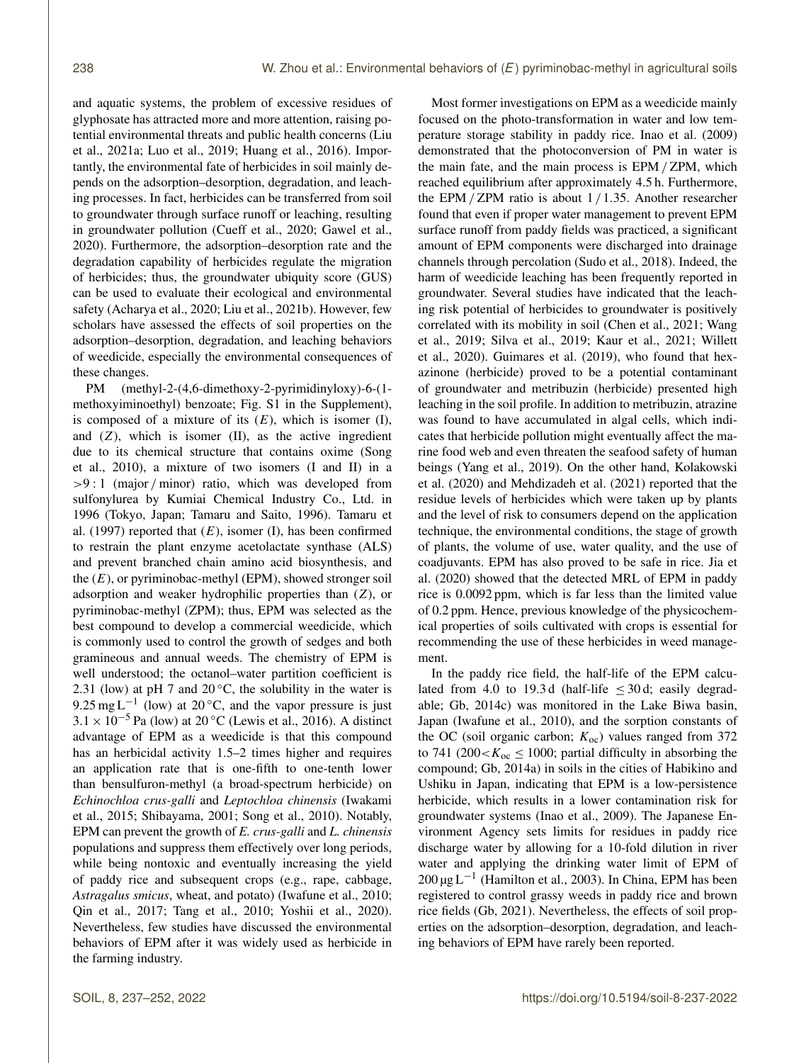and aquatic systems, the problem of excessive residues of glyphosate has attracted more and more attention, raising potential environmental threats and public health concerns (Liu et al., 2021a; Luo et al., 2019; Huang et al., 2016). Importantly, the environmental fate of herbicides in soil mainly depends on the adsorption–desorption, degradation, and leaching processes. In fact, herbicides can be transferred from soil to groundwater through surface runoff or leaching, resulting in groundwater pollution (Cueff et al., 2020; Gawel et al., 2020). Furthermore, the adsorption–desorption rate and the degradation capability of herbicides regulate the migration of herbicides; thus, the groundwater ubiquity score (GUS) can be used to evaluate their ecological and environmental safety (Acharya et al., 2020; Liu et al., 2021b). However, few scholars have assessed the effects of soil properties on the adsorption–desorption, degradation, and leaching behaviors of weedicide, especially the environmental consequences of these changes.

PM (methyl-2-(4,6-dimethoxy-2-pyrimidinyloxy)-6-(1-methoxyiminoethyl) benzoate; Fig. S1 in the Supplement), is composed of a mixture of its (*E*), which is isomer (I), and (*Z*), which is isomer (II), as the active ingredient due to its chemical structure that contains oxime (Song et al., 2010), a mixture of two isomers (I and II) in a >9 : 1 (major / minor) ratio, which was developed from sulfonylurea by Kumiai Chemical Industry Co., Ltd. in 1996 (Tokyo, Japan; Tamaru and Saito, 1996). Tamaru et al. (1997) reported that (*E*), isomer (I), has been confirmed to restrain the plant enzyme acetolactate synthase (ALS) and prevent branched chain amino acid biosynthesis, and the (*E*), or pyriminobac-methyl (EPM), showed stronger soil adsorption and weaker hydrophilic properties than (*Z*), or pyriminobac-methyl (ZPM); thus, EPM was selected as the best compound to develop a commercial weedicide, which is commonly used to control the growth of sedges and both gramineous and annual weeds. The chemistry of EPM is well understood; the octanol–water partition coefficient is 2.31 (low) at pH 7 and 20 °C, the solubility in the water is 9.25 mg $L^{-1}$ (low) at 20 °C, and the vapor pressure is just $3.1 \times 10^{-5}$ Pa (low) at 20 °C (Lewis et al., 2016). A distinct advantage of EPM as a weedicide is that this compound has an herbicidal activity 1.5–2 times higher and requires an application rate that is one-fifth to one-tenth lower than bensulfuron-methyl (a broad-spectrum herbicide) on *Echinochloa crus-galli* and *Leptochloa chinensis* (Iwakami et al., 2015; Shibayama, 2001; Song et al., 2010). Notably, EPM can prevent the growth of *E. crus-galli* and *L. chinensis* populations and suppress them effectively over long periods, while being nontoxic and eventually increasing the yield of paddy rice and subsequent crops (e.g., rape, cabbage, *Astragalus smicus*, wheat, and potato) (Iwafune et al., 2010; Qin et al., 2017; Tang et al., 2010; Yoshii et al., 2020). Nevertheless, few studies have discussed the environmental behaviors of EPM after it was widely used as herbicide in the farming industry.

Most former investigations on EPM as a weedicide mainly focused on the photo-transformation in water and low temperature storage stability in paddy rice. Inao et al. (2009) demonstrated that the photoconversion of PM in water is the main fate, and the main process is EPM / ZPM, which reached equilibrium after approximately 4.5 h. Furthermore, the EPM / ZPM ratio is about 1 / 1.35. Another researcher found that even if proper water management to prevent EPM surface runoff from paddy fields was practiced, a significant amount of EPM components were discharged into drainage channels through percolation (Sudo et al., 2018). Indeed, the harm of weedicide leaching has been frequently reported in groundwater. Several studies have indicated that the leaching risk potential of herbicides to groundwater is positively correlated with its mobility in soil (Chen et al., 2021; Wang et al., 2019; Silva et al., 2019; Kaur et al., 2021; Willett et al., 2020). Guimares et al. (2019), who found that hexazinone (herbicide) proved to be a potential contaminant of groundwater and metribuzin (herbicide) presented high leaching in the soil profile. In addition to metribuzin, atrazine was found to have accumulated in algal cells, which indicates that herbicide pollution might eventually affect the marine food web and even threaten the seafood safety of human beings (Yang et al., 2019). On the other hand, Kolakowski et al. (2020) and Mehdizadeh et al. (2021) reported that the residue levels of herbicides which were taken up by plants and the level of risk to consumers depend on the application technique, the environmental conditions, the stage of growth of plants, the volume of use, water quality, and the use of coadjuvants. EPM has also proved to be safe in rice. Jia et al. (2020) showed that the detected MRL of EPM in paddy rice is 0.0092 ppm, which is far less than the limited value of 0.2 ppm. Hence, previous knowledge of the physicochemical properties of soils cultivated with crops is essential for recommending the use of these herbicides in weed management.

In the paddy rice field, the half-life of the EPM calculated from 4.0 to 19.3 d (half-life ≤ 30 d; easily degradable; Gb, 2014c) was monitored in the Lake Biwa basin, Japan (Iwafune et al., 2010), and the sorption constants of the OC (soil organic carbon; $K_{oc}$) values ranged from 372 to 741 ($200 < K_{oc} \leq 1000$; partial difficulty in absorbing the compound; Gb, 2014a) in soils in the cities of Habikino and Ushiku in Japan, indicating that EPM is a low-persistence herbicide, which results in a lower contamination risk for groundwater systems (Inao et al., 2009). The Japanese Environment Agency sets limits for residues in paddy rice discharge water by allowing for a 10-fold dilution in river water and applying the drinking water limit of EPM of 200 µg $L^{-1}$ (Hamilton et al., 2003). In China, EPM has been registered to control grassy weeds in paddy rice and brown rice fields (Gb, 2021). Nevertheless, the effects of soil properties on the adsorption–desorption, degradation, and leaching behaviors of EPM have rarely been reported.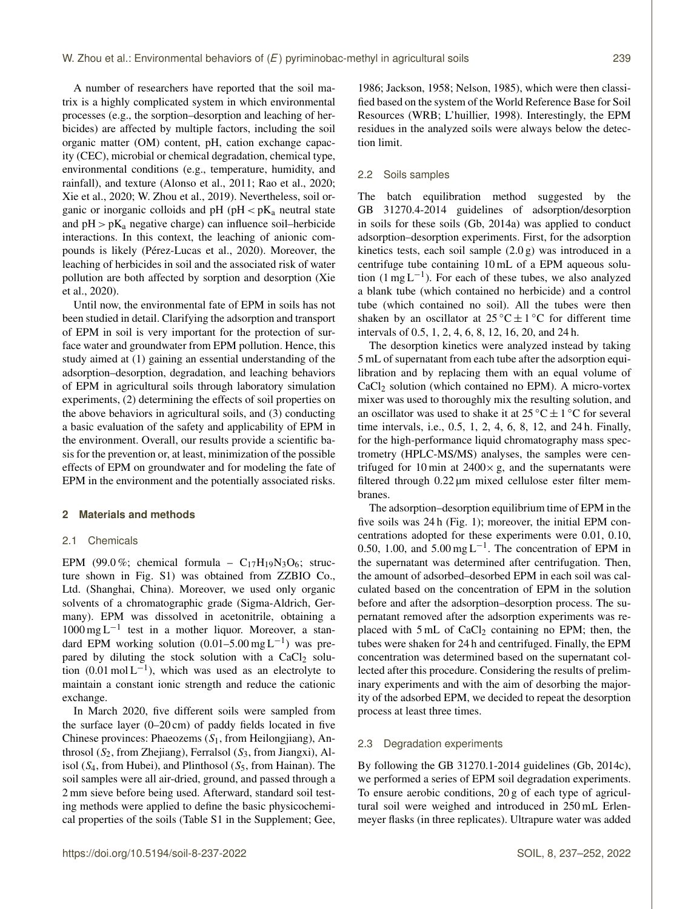A number of researchers have reported that the soil matrix is a highly complicated system in which environmental processes (e.g., the sorption–desorption and leaching of herbicides) are affected by multiple factors, including the soil organic matter (OM) content, pH, cation exchange capacity (CEC), microbial or chemical degradation, chemical type, environmental conditions (e.g., temperature, humidity, and rainfall), and texture (Alonso et al., 2011; Rao et al., 2020; Xie et al., 2020; W. Zhou et al., 2019). Nevertheless, soil organic or inorganic colloids and pH ($pH < pK_a$ neutral state and $pH > pK_a$ negative charge) can influence soil–herbicide interactions. In this context, the leaching of anionic compounds is likely (Pérez-Lucas et al., 2020). Moreover, the leaching of herbicides in soil and the associated risk of water pollution are both affected by sorption and desorption (Xie et al., 2020).

Until now, the environmental fate of EPM in soils has not been studied in detail. Clarifying the adsorption and transport of EPM in soil is very important for the protection of surface water and groundwater from EPM pollution. Hence, this study aimed at (1) gaining an essential understanding of the adsorption–desorption, degradation, and leaching behaviors of EPM in agricultural soils through laboratory simulation experiments, (2) determining the effects of soil properties on the above behaviors in agricultural soils, and (3) conducting a basic evaluation of the safety and applicability of EPM in the environment. Overall, our results provide a scientific basis for the prevention or, at least, minimization of the possible effects of EPM on groundwater and for modeling the fate of EPM in the environment and the potentially associated risks.

## 2 Materials and methods

### 2.1 Chemicals

EPM (99.0 %; chemical formula – $C_{17}H_{19}N_3O_6$; structure shown in Fig. S1) was obtained from ZZBIO Co., Ltd. (Shanghai, China). Moreover, we used only organic solvents of a chromatographic grade (Sigma-Aldrich, Germany). EPM was dissolved in acetonitrile, obtaining a $1000\,mg\,L^{-1}$ test in a mother liquor. Moreover, a standard EPM working solution ($0.01$–$5.00\,mg\,L^{-1}$) was prepared by diluting the stock solution with a $CaCl_2$ solution ($0.01\,mol\,L^{-1}$), which was used as an electrolyte to maintain a constant ionic strength and reduce the cationic exchange.

In March 2020, five different soils were sampled from the surface layer (0–20 cm) of paddy fields located in five Chinese provinces: Phaeozems ($S_1$, from Heilongjiang), Anthrosol ($S_2$, from Zhejiang), Ferralsol ($S_3$, from Jiangxi), Alisol ($S_4$, from Hubei), and Plinthosol ($S_5$, from Hainan). The soil samples were all air-dried, ground, and passed through a 2 mm sieve before being used. Afterward, standard soil testing methods were applied to define the basic physicochemical properties of the soils (Table S1 in the Supplement; Gee, 1986; Jackson, 1958; Nelson, 1985), which were then classified based on the system of the World Reference Base for Soil Resources (WRB; L'huillier, 1998). Interestingly, the EPM residues in the analyzed soils were always below the detection limit.

### 2.2 Soils samples

The batch equilibration method suggested by the GB 31270.4-2014 guidelines of adsorption/desorption in soils for these soils (Gb, 2014a) was applied to conduct adsorption–desorption experiments. First, for the adsorption kinetics tests, each soil sample (2.0 g) was introduced in a centrifuge tube containing 10 mL of a EPM aqueous solution ($1\,mg\,L^{-1}$). For each of these tubes, we also analyzed a blank tube (which contained no herbicide) and a control tube (which contained no soil). All the tubes were then shaken by an oscillator at $25\,°C \pm 1\,°C$ for different time intervals of 0.5, 1, 2, 4, 6, 8, 12, 16, 20, and 24 h.

The desorption kinetics were analyzed instead by taking 5 mL of supernatant from each tube after the adsorption equilibration and by replacing them with an equal volume of $CaCl_2$ solution (which contained no EPM). A micro-vortex mixer was used to thoroughly mix the resulting solution, and an oscillator was used to shake it at $25\,°C \pm 1\,°C$ for several time intervals, i.e., 0.5, 1, 2, 4, 6, 8, 12, and 24 h. Finally, for the high-performance liquid chromatography mass spectrometry (HPLC-MS/MS) analyses, the samples were centrifuged for 10 min at $2400\times$ g, and the supernatants were filtered through 0.22 µm mixed cellulose ester filter membranes.

The adsorption–desorption equilibrium time of EPM in the five soils was 24 h (Fig. 1); moreover, the initial EPM concentrations adopted for these experiments were 0.01, 0.10, 0.50, 1.00, and $5.00\,mg\,L^{-1}$. The concentration of EPM in the supernatant was determined after centrifugation. Then, the amount of adsorbed–desorbed EPM in each soil was calculated based on the concentration of EPM in the solution before and after the adsorption–desorption process. The supernatant removed after the adsorption experiments was replaced with 5 mL of $CaCl_2$ containing no EPM; then, the tubes were shaken for 24 h and centrifuged. Finally, the EPM concentration was determined based on the supernatant collected after this procedure. Considering the results of preliminary experiments and with the aim of desorbing the majority of the adsorbed EPM, we decided to repeat the desorption process at least three times.

### 2.3 Degradation experiments

By following the GB 31270.1-2014 guidelines (Gb, 2014c), we performed a series of EPM soil degradation experiments. To ensure aerobic conditions, 20 g of each type of agricultural soil were weighed and introduced in 250 mL Erlenmeyer flasks (in three replicates). Ultrapure water was added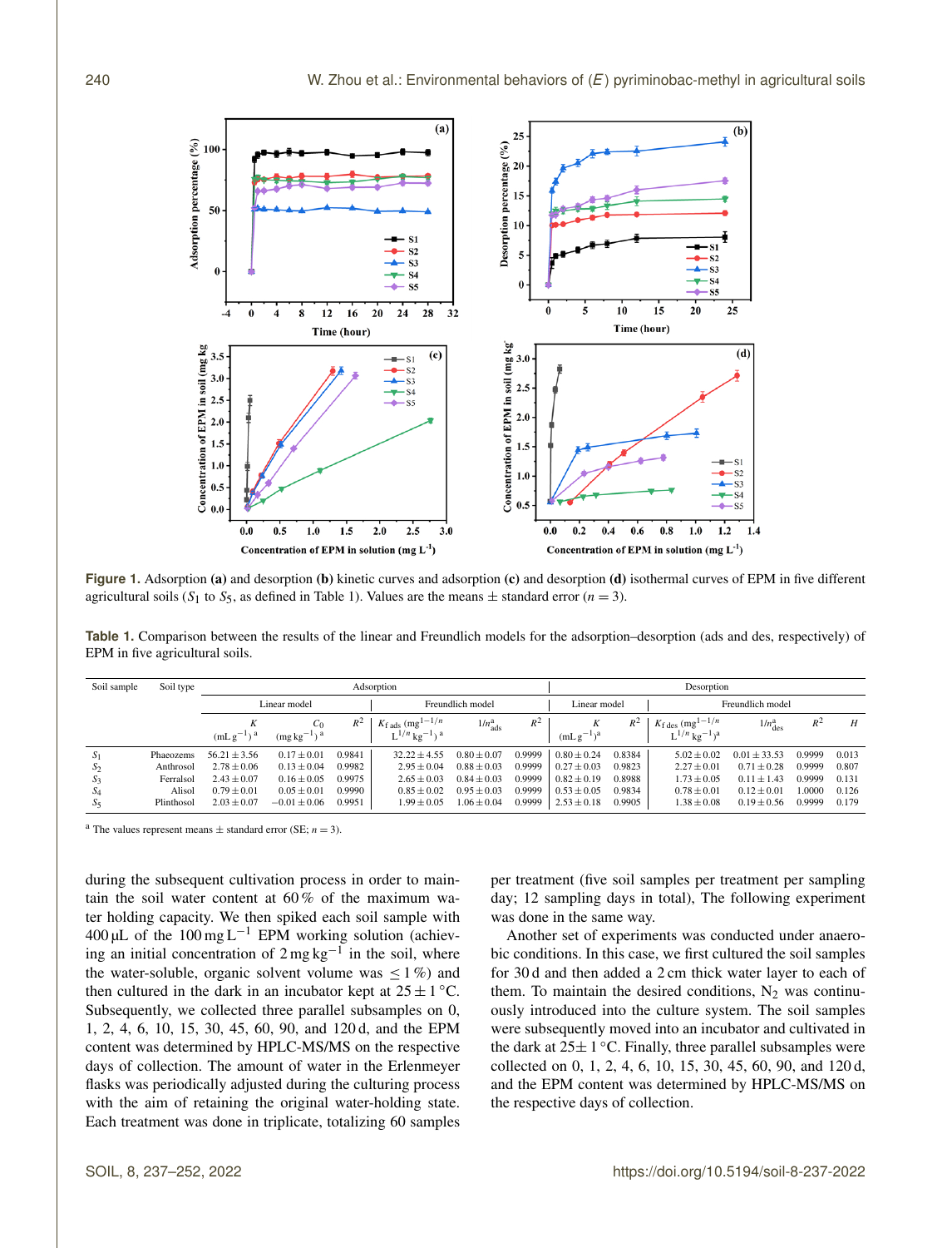**Figure 1.** Adsorption **(a)** and desorption **(b)** kinetic curves and adsorption **(c)** and desorption **(d)** isothermal curves of EPM in five different agricultural soils ($S_1$ to $S_5$, as defined in Table 1). Values are the means ± standard error ($n = 3$).

**Table 1.** Comparison between the results of the linear and Freundlich models for the adsorption–desorption (ads and des, respectively) of EPM in five agricultural soils.

| Soil sample | Soil type | Adsorption | | | | | | Desorption | | | | | |
|---|---|---|---|---|---|---|---|---|---|---|---|---|---|
| | | Linear model | | | Freundlich model | | | Linear model | | Freundlich model | | | |
| | | $K$ (mL g$^{-1}$)[a] | $C_0$ (mg kg$^{-1}$)[a] | $R^2$ | $K_{f\,ads}$ (mg$^{1-1/n}$ L$^{1/n}$ kg$^{-1}$)[a] | $1/n_{ads}$[a] | $R^2$ | $K$ (mL g$^{-1}$)[a] | $R^2$ | $K_{f\,des}$ (mg$^{1-1/n}$ L$^{1/n}$ kg$^{-1}$)[a] | $1/n_{des}$[a] | $R^2$ | $H$ |
| $S_1$ | Phaeozems | 56.21 ± 3.56 | 0.17 ± 0.01 | 0.9841 | 32.22 ± 4.55 | 0.80 ± 0.07 | 0.9999 | 0.80 ± 0.24 | 0.8384 | 5.02 ± 0.02 | 0.01 ± 33.53 | 0.9999 | 0.013 |
| $S_2$ | Anthrosol | 2.78 ± 0.06 | 0.13 ± 0.04 | 0.9982 | 2.95 ± 0.04 | 0.88 ± 0.03 | 0.9999 | 0.27 ± 0.03 | 0.9823 | 2.27 ± 0.01 | 0.71 ± 0.28 | 0.9999 | 0.807 |
| $S_3$ | Ferralsol | 2.43 ± 0.07 | 0.16 ± 0.05 | 0.9975 | 2.65 ± 0.03 | 0.84 ± 0.03 | 0.9999 | 0.82 ± 0.19 | 0.8988 | 1.73 ± 0.05 | 0.11 ± 1.43 | 0.9999 | 0.131 |
| $S_4$ | Alisol | 0.79 ± 0.01 | 0.05 ± 0.01 | 0.9990 | 0.85 ± 0.02 | 0.95 ± 0.03 | 0.9999 | 0.53 ± 0.05 | 0.9834 | 0.78 ± 0.01 | 0.12 ± 0.01 | 1.0000 | 0.126 |
| $S_5$ | Plinthosol | 2.03 ± 0.07 | −0.01 ± 0.06 | 0.9951 | 1.99 ± 0.05 | 1.06 ± 0.04 | 0.9999 | 2.53 ± 0.18 | 0.9905 | 1.38 ± 0.08 | 0.19 ± 0.56 | 0.9999 | 0.179 |

[a] The values represent means ± standard error (SE; $n = 3$).

during the subsequent cultivation process in order to maintain the soil water content at 60 % of the maximum water holding capacity. We then spiked each soil sample with 400 µL of the 100 mg L$^{-1}$ EPM working solution (achieving an initial concentration of 2 mg kg$^{-1}$ in the soil, where the water-soluble, organic solvent volume was ≤ 1 %) and then cultured in the dark in an incubator kept at 25 ± 1 °C. Subsequently, we collected three parallel subsamples on 0, 1, 2, 4, 6, 10, 15, 30, 45, 60, 90, and 120 d, and the EPM content was determined by HPLC-MS/MS on the respective days of collection. The amount of water in the Erlenmeyer flasks was periodically adjusted during the culturing process with the aim of retaining the original water-holding state. Each treatment was done in triplicate, totalizing 60 samples per treatment (five soil samples per treatment per sampling day; 12 sampling days in total), The following experiment was done in the same way.

Another set of experiments was conducted under anaerobic conditions. In this case, we first cultured the soil samples for 30 d and then added a 2 cm thick water layer to each of them. To maintain the desired conditions, $N_2$ was continuously introduced into the culture system. The soil samples were subsequently moved into an incubator and cultivated in the dark at 25± 1 °C. Finally, three parallel subsamples were collected on 0, 1, 2, 4, 6, 10, 15, 30, 45, 60, 90, and 120 d, and the EPM content was determined by HPLC-MS/MS on the respective days of collection.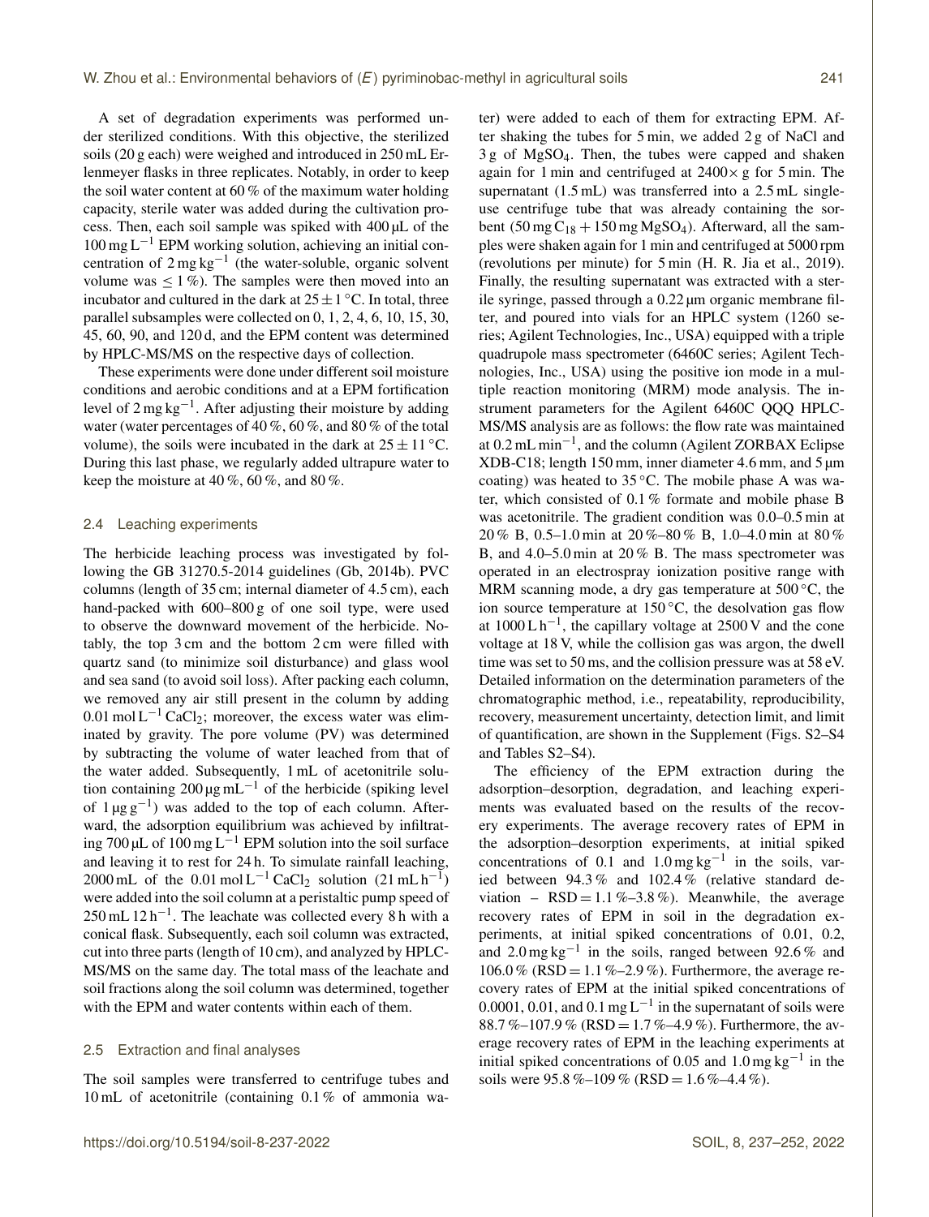A set of degradation experiments was performed under sterilized conditions. With this objective, the sterilized soils (20 g each) were weighed and introduced in 250 mL Erlenmeyer flasks in three replicates. Notably, in order to keep the soil water content at 60 % of the maximum water holding capacity, sterile water was added during the cultivation process. Then, each soil sample was spiked with 400 µL of the $100\,mg\,L^{-1}$ EPM working solution, achieving an initial concentration of $2\,mg\,kg^{-1}$ (the water-soluble, organic solvent volume was $\leq 1$ %). The samples were then moved into an incubator and cultured in the dark at $25 \pm 1$ °C. In total, three parallel subsamples were collected on 0, 1, 2, 4, 6, 10, 15, 30, 45, 60, 90, and 120 d, and the EPM content was determined by HPLC-MS/MS on the respective days of collection.

These experiments were done under different soil moisture conditions and aerobic conditions and at a EPM fortification level of $2\,mg\,kg^{-1}$. After adjusting their moisture by adding water (water percentages of 40 %, 60 %, and 80 % of the total volume), the soils were incubated in the dark at $25 \pm 11$ °C. During this last phase, we regularly added ultrapure water to keep the moisture at 40 %, 60 %, and 80 %.

### 2.4 Leaching experiments

The herbicide leaching process was investigated by following the GB 31270.5-2014 guidelines (Gb, 2014b). PVC columns (length of 35 cm; internal diameter of 4.5 cm), each hand-packed with 600–800 g of one soil type, were used to observe the downward movement of the herbicide. Notably, the top 3 cm and the bottom 2 cm were filled with quartz sand (to minimize soil disturbance) and glass wool and sea sand (to avoid soil loss). After packing each column, we removed any air still present in the column by adding $0.01\,mol\,L^{-1}$ $CaCl_2$; moreover, the excess water was eliminated by gravity. The pore volume (PV) was determined by subtracting the volume of water leached from that of the water added. Subsequently, 1 mL of acetonitrile solution containing $200\,\mu g\,mL^{-1}$ of the herbicide (spiking level of $1\,\mu g\,g^{-1}$) was added to the top of each column. Afterward, the adsorption equilibrium was achieved by infiltrating 700 µL of $100\,mg\,L^{-1}$ EPM solution into the soil surface and leaving it to rest for 24 h. To simulate rainfall leaching, 2000 mL of the $0.01\,mol\,L^{-1}$ $CaCl_2$ solution ($21\,mL\,h^{-1}$) were added into the soil column at a peristaltic pump speed of $250\,mL\,12\,h^{-1}$. The leachate was collected every 8 h with a conical flask. Subsequently, each soil column was extracted, cut into three parts (length of 10 cm), and analyzed by HPLC-MS/MS on the same day. The total mass of the leachate and soil fractions along the soil column was determined, together with the EPM and water contents within each of them.

### 2.5 Extraction and final analyses

The soil samples were transferred to centrifuge tubes and 10 mL of acetonitrile (containing 0.1 % of ammonia water) were added to each of them for extracting EPM. After shaking the tubes for 5 min, we added 2 g of NaCl and 3 g of $MgSO_4$. Then, the tubes were capped and shaken again for 1 min and centrifuged at $2400\times$ g for 5 min. The supernatant (1.5 mL) was transferred into a 2.5 mL single-use centrifuge tube that was already containing the sorbent ($50\,mg\,C_{18} + 150\,mg\,MgSO_4$). Afterward, all the samples were shaken again for 1 min and centrifuged at 5000 rpm (revolutions per minute) for 5 min (H. R. Jia et al., 2019). Finally, the resulting supernatant was extracted with a sterile syringe, passed through a 0.22 µm organic membrane filter, and poured into vials for an HPLC system (1260 series; Agilent Technologies, Inc., USA) equipped with a triple quadrupole mass spectrometer (6460C series; Agilent Technologies, Inc., USA) using the positive ion mode in a multiple reaction monitoring (MRM) mode analysis. The instrument parameters for the Agilent 6460C QQQ HPLC-MS/MS analysis are as follows: the flow rate was maintained at $0.2\,mL\,min^{-1}$, and the column (Agilent ZORBAX Eclipse XDB-C18; length 150 mm, inner diameter 4.6 mm, and 5 µm coating) was heated to 35 °C. The mobile phase A was water, which consisted of 0.1 % formate and mobile phase B was acetonitrile. The gradient condition was 0.0–0.5 min at 20 % B, 0.5–1.0 min at 20 %–80 % B, 1.0–4.0 min at 80 % B, and 4.0–5.0 min at 20 % B. The mass spectrometer was operated in an electrospray ionization positive range with MRM scanning mode, a dry gas temperature at 500 °C, the ion source temperature at 150 °C, the desolvation gas flow at $1000\,L\,h^{-1}$, the capillary voltage at 2500 V and the cone voltage at 18 V, while the collision gas was argon, the dwell time was set to 50 ms, and the collision pressure was at 58 eV. Detailed information on the determination parameters of the chromatographic method, i.e., repeatability, reproducibility, recovery, measurement uncertainty, detection limit, and limit of quantification, are shown in the Supplement (Figs. S2–S4 and Tables S2–S4).

The efficiency of the EPM extraction during the adsorption–desorption, degradation, and leaching experiments was evaluated based on the results of the recovery experiments. The average recovery rates of EPM in the adsorption–desorption experiments, at initial spiked concentrations of 0.1 and $1.0\,mg\,kg^{-1}$ in the soils, varied between 94.3 % and 102.4 % (relative standard deviation – RSD = 1.1 %–3.8 %). Meanwhile, the average recovery rates of EPM in soil in the degradation experiments, at initial spiked concentrations of 0.01, 0.2, and $2.0\,mg\,kg^{-1}$ in the soils, ranged between 92.6 % and 106.0 % (RSD = 1.1 %–2.9 %). Furthermore, the average recovery rates of EPM at the initial spiked concentrations of 0.0001, 0.01, and $0.1\,mg\,L^{-1}$ in the supernatant of soils were 88.7 %–107.9 % (RSD = 1.7 %–4.9 %). Furthermore, the average recovery rates of EPM in the leaching experiments at initial spiked concentrations of 0.05 and $1.0\,mg\,kg^{-1}$ in the soils were 95.8 %–109 % (RSD = 1.6 %–4.4 %).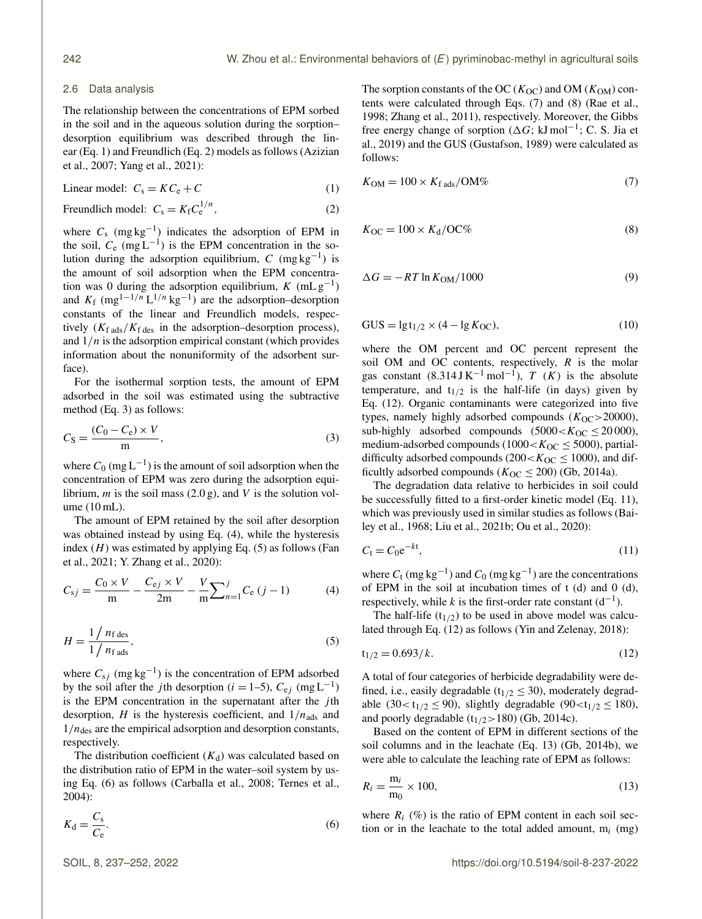### 2.6 Data analysis

The relationship between the concentrations of EPM sorbed in the soil and in the aqueous solution during the sorption–desorption equilibrium was described through the linear (Eq. 1) and Freundlich (Eq. 2) models as follows (Azizian et al., 2007; Yang et al., 2021):

$$\text{Linear model: } C_s = KC_e + C \tag{1}$$

$$\text{Freundlich model: } C_s = K_f C_e^{1/n}, \tag{2}$$

where $C_s$ ($mg\,kg^{-1}$) indicates the adsorption of EPM in the soil, $C_e$ ($mg\,L^{-1}$) is the EPM concentration in the solution during the adsorption equilibrium, $C$ ($mg\,kg^{-1}$) is the amount of soil adsorption when the EPM concentration was 0 during the adsorption equilibrium, $K$ ($mL\,g^{-1}$) and $K_f$ ($mg^{1-1/n}\,L^{1/n}\,kg^{-1}$) are the adsorption–desorption constants of the linear and Freundlich models, respectively ($K_{f\,ads}/K_{f\,des}$ in the adsorption–desorption process), and $1/n$ is the adsorption empirical constant (which provides information about the nonuniformity of the adsorbent surface).

For the isothermal sorption tests, the amount of EPM adsorbed in the soil was estimated using the subtractive method (Eq. 3) as follows:

$$C_S = \frac{(C_0 - C_e) \times V}{m}, \tag{3}$$

where $C_0$ ($mg\,L^{-1}$) is the amount of soil adsorption when the concentration of EPM was zero during the adsorption equilibrium, $m$ is the soil mass (2.0 g), and $V$ is the solution volume (10 mL).

The amount of EPM retained by the soil after desorption was obtained instead by using Eq. (4), while the hysteresis index ($H$) was estimated by applying Eq. (5) as follows (Fan et al., 2021; Y. Zhang et al., 2020):

$$C_{sj} = \frac{C_0 \times V}{m} - \frac{C_{ej} \times V}{2m} - \frac{V}{m}\sum_{n=1}^{j} C_e\ (j-1) \tag{4}$$

$$H = \frac{1/n_{f\,des}}{1/n_{f\,ads}}, \tag{5}$$

where $C_{sj}$ ($mg\,kg^{-1}$) is the concentration of EPM adsorbed by the soil after the $j$th desorption ($i = 1$–$5$), $C_{ej}$ ($mg\,L^{-1}$) is the EPM concentration in the supernatant after the $j$th desorption, $H$ is the hysteresis coefficient, and $1/n_{ads}$ and $1/n_{des}$ are the empirical adsorption and desorption constants, respectively.

The distribution coefficient ($K_d$) was calculated based on the distribution ratio of EPM in the water–soil system by using Eq. (6) as follows (Carballa et al., 2008; Ternes et al., 2004):

$$K_d = \frac{C_s}{C_e}. \tag{6}$$

The sorption constants of the OC ($K_{OC}$) and OM ($K_{OM}$) contents were calculated through Eqs. (7) and (8) (Rae et al., 1998; Zhang et al., 2011), respectively. Moreover, the Gibbs free energy change of sorption ($\Delta G$; $kJ\,mol^{-1}$; C. S. Jia et al., 2019) and the GUS (Gustafson, 1989) were calculated as follows:

$$K_{OM} = 100 \times K_{f\,ads}/\text{OM\%} \tag{7}$$

$$K_{OC} = 100 \times K_d/\text{OC\%} \tag{8}$$

$$\Delta G = -RT \ln K_{OM}/1000 \tag{9}$$

$$\text{GUS} = \lg t_{1/2} \times (4 - \lg K_{OC}), \tag{10}$$

where the OM percent and OC percent represent the soil OM and OC contents, respectively, $R$ is the molar gas constant ($8.314\,J\,K^{-1}\,mol^{-1}$), $T$ ($K$) is the absolute temperature, and $t_{1/2}$ is the half-life (in days) given by Eq. (12). Organic contaminants were categorized into five types, namely highly adsorbed compounds ($K_{OC} > 20000$), sub-highly adsorbed compounds ($5000 < K_{OC} \leq 20\,000$), medium-adsorbed compounds ($1000 < K_{OC} \leq 5000$), partial-difficulty adsorbed compounds ($200 < K_{OC} \leq 1000$), and difficultly adsorbed compounds ($K_{OC} \leq 200$) (Gb, 2014a).

The degradation data relative to herbicides in soil could be successfully fitted to a first-order kinetic model (Eq. 11), which was previously used in similar studies as follows (Bailey et al., 1968; Liu et al., 2021b; Ou et al., 2020):

$$C_t = C_0 e^{-kt}, \tag{11}$$

where $C_t$ ($mg\,kg^{-1}$) and $C_0$ ($mg\,kg^{-1}$) are the concentrations of EPM in the soil at incubation times of t (d) and 0 (d), respectively, while $k$ is the first-order rate constant ($d^{-1}$).

The half-life ($t_{1/2}$) to be used in above model was calculated through Eq. (12) as follows (Yin and Zelenay, 2018):

$$t_{1/2} = 0.693/k. \tag{12}$$

A total of four categories of herbicide degradability were defined, i.e., easily degradable ($t_{1/2} \leq 30$), moderately degradable ($30 < t_{1/2} \leq 90$), slightly degradable ($90 < t_{1/2} \leq 180$), and poorly degradable ($t_{1/2} > 180$) (Gb, 2014c).

Based on the content of EPM in different sections of the soil columns and in the leachate (Eq. 13) (Gb, 2014b), we were able to calculate the leaching rate of EPM as follows:

$$R_i = \frac{m_i}{m_0} \times 100, \tag{13}$$

where $R_i$ (%) is the ratio of EPM content in each soil section or in the leachate to the total added amount, $m_i$ (mg)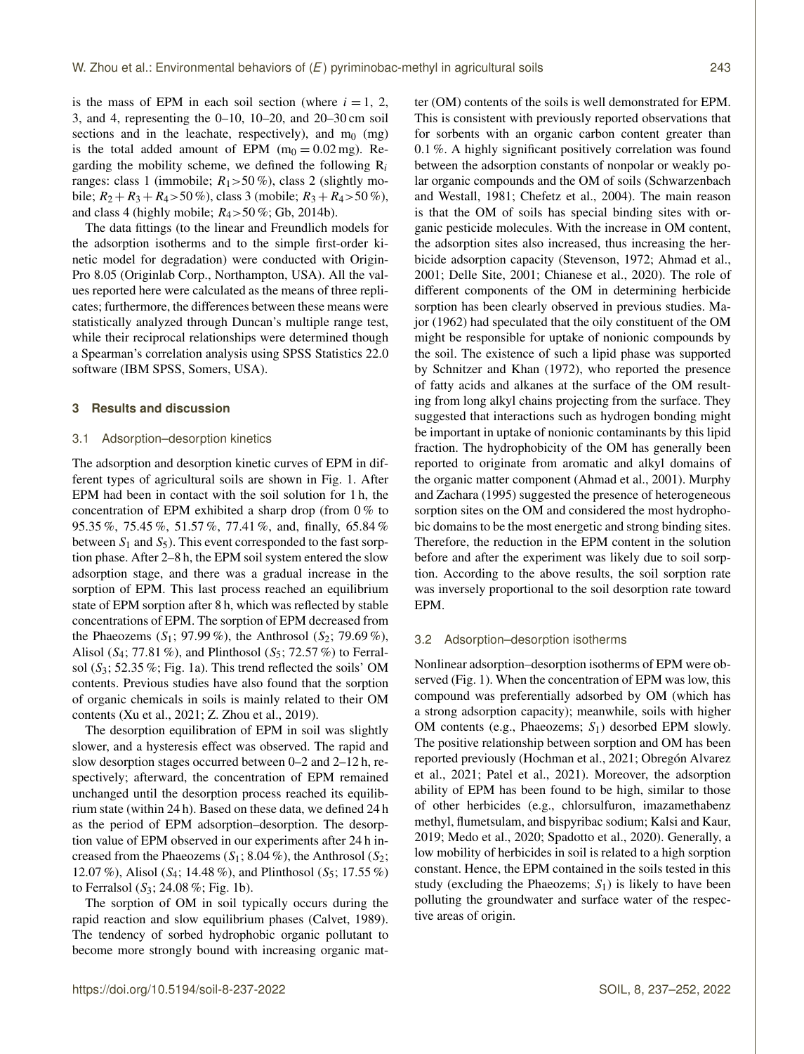is the mass of EPM in each soil section (where $i = 1$, 2, 3, and 4, representing the 0–10, 10–20, and 20–30 cm soil sections and in the leachate, respectively), and $m_0$ (mg) is the total added amount of EPM ($m_0 = 0.02$ mg). Regarding the mobility scheme, we defined the following $R_i$ ranges: class 1 (immobile; $R_1 > 50$ %), class 2 (slightly mobile; $R_2 + R_3 + R_4 > 50$ %), class 3 (mobile; $R_3 + R_4 > 50$ %), and class 4 (highly mobile; $R_4 > 50$ %; Gb, 2014b).

The data fittings (to the linear and Freundlich models for the adsorption isotherms and to the simple first-order kinetic model for degradation) were conducted with OriginPro 8.05 (Originlab Corp., Northampton, USA). All the values reported here were calculated as the means of three replicates; furthermore, the differences between these means were statistically analyzed through Duncan's multiple range test, while their reciprocal relationships were determined though a Spearman's correlation analysis using SPSS Statistics 22.0 software (IBM SPSS, Somers, USA).

## 3 Results and discussion

### 3.1 Adsorption–desorption kinetics

The adsorption and desorption kinetic curves of EPM in different types of agricultural soils are shown in Fig. 1. After EPM had been in contact with the soil solution for 1 h, the concentration of EPM exhibited a sharp drop (from 0 % to 95.35 %, 75.45 %, 51.57 %, 77.41 %, and, finally, 65.84 % between $S_1$ and $S_5$). This event corresponded to the fast sorption phase. After 2–8 h, the EPM soil system entered the slow adsorption stage, and there was a gradual increase in the sorption of EPM. This last process reached an equilibrium state of EPM sorption after 8 h, which was reflected by stable concentrations of EPM. The sorption of EPM decreased from the Phaeozems ($S_1$; 97.99 %), the Anthrosol ($S_2$; 79.69 %), Alisol ($S_4$; 77.81 %), and Plinthosol ($S_5$; 72.57 %) to Ferralsol ($S_3$; 52.35 %; Fig. 1a). This trend reflected the soils' OM contents. Previous studies have also found that the sorption of organic chemicals in soils is mainly related to their OM contents (Xu et al., 2021; Z. Zhou et al., 2019).

The desorption equilibration of EPM in soil was slightly slower, and a hysteresis effect was observed. The rapid and slow desorption stages occurred between 0–2 and 2–12 h, respectively; afterward, the concentration of EPM remained unchanged until the desorption process reached its equilibrium state (within 24 h). Based on these data, we defined 24 h as the period of EPM adsorption–desorption. The desorption value of EPM observed in our experiments after 24 h increased from the Phaeozems ($S_1$; 8.04 %), the Anthrosol ($S_2$; 12.07 %), Alisol ($S_4$; 14.48 %), and Plinthosol ($S_5$; 17.55 %) to Ferralsol ($S_3$; 24.08 %; Fig. 1b).

The sorption of OM in soil typically occurs during the rapid reaction and slow equilibrium phases (Calvet, 1989). The tendency of sorbed hydrophobic organic pollutant to become more strongly bound with increasing organic matter (OM) contents of the soils is well demonstrated for EPM. This is consistent with previously reported observations that for sorbents with an organic carbon content greater than 0.1 %. A highly significant positively correlation was found between the adsorption constants of nonpolar or weakly polar organic compounds and the OM of soils (Schwarzenbach and Westall, 1981; Chefetz et al., 2004). The main reason is that the OM of soils has special binding sites with organic pesticide molecules. With the increase in OM content, the adsorption sites also increased, thus increasing the herbicide adsorption capacity (Stevenson, 1972; Ahmad et al., 2001; Delle Site, 2001; Chianese et al., 2020). The role of different components of the OM in determining herbicide sorption has been clearly observed in previous studies. Major (1962) had speculated that the oily constituent of the OM might be responsible for uptake of nonionic compounds by the soil. The existence of such a lipid phase was supported by Schnitzer and Khan (1972), who reported the presence of fatty acids and alkanes at the surface of the OM resulting from long alkyl chains projecting from the surface. They suggested that interactions such as hydrogen bonding might be important in uptake of nonionic contaminants by this lipid fraction. The hydrophobicity of the OM has generally been reported to originate from aromatic and alkyl domains of the organic matter component (Ahmad et al., 2001). Murphy and Zachara (1995) suggested the presence of heterogeneous sorption sites on the OM and considered the most hydrophobic domains to be the most energetic and strong binding sites. Therefore, the reduction in the EPM content in the solution before and after the experiment was likely due to soil sorption. According to the above results, the soil sorption rate was inversely proportional to the soil desorption rate toward EPM.

### 3.2 Adsorption–desorption isotherms

Nonlinear adsorption–desorption isotherms of EPM were observed (Fig. 1). When the concentration of EPM was low, this compound was preferentially adsorbed by OM (which has a strong adsorption capacity); meanwhile, soils with higher OM contents (e.g., Phaeozems; $S_1$) desorbed EPM slowly. The positive relationship between sorption and OM has been reported previously (Hochman et al., 2021; Obregón Alvarez et al., 2021; Patel et al., 2021). Moreover, the adsorption ability of EPM has been found to be high, similar to those of other herbicides (e.g., chlorsulfuron, imazamethabenz methyl, flumetsulam, and bispyribac sodium; Kalsi and Kaur, 2019; Medo et al., 2020; Spadotto et al., 2020). Generally, a low mobility of herbicides in soil is related to a high sorption constant. Hence, the EPM contained in the soils tested in this study (excluding the Phaeozems; $S_1$) is likely to have been polluting the groundwater and surface water of the respective areas of origin.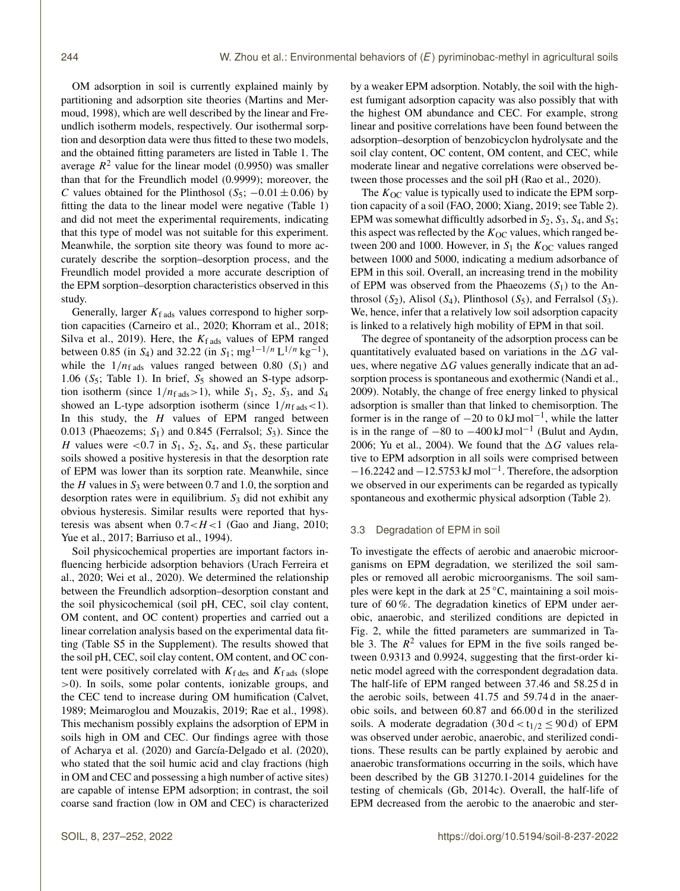OM adsorption in soil is currently explained mainly by partitioning and adsorption site theories (Martins and Mermoud, 1998), which are well described by the linear and Freundlich isotherm models, respectively. Our isothermal sorption and desorption data were thus fitted to these two models, and the obtained fitting parameters are listed in Table 1. The average $R^2$ value for the linear model (0.9950) was smaller than that for the Freundlich model (0.9999); moreover, the $C$ values obtained for the Plinthosol ($S_5$; $-0.01 \pm 0.06$) by fitting the data to the linear model were negative (Table 1) and did not meet the experimental requirements, indicating that this type of model was not suitable for this experiment. Meanwhile, the sorption site theory was found to more accurately describe the sorption–desorption process, and the Freundlich model provided a more accurate description of the EPM sorption–desorption characteristics observed in this study.

Generally, larger $K_{f\,ads}$ values correspond to higher sorption capacities (Carneiro et al., 2020; Khorram et al., 2018; Silva et al., 2019). Here, the $K_{f\,ads}$ values of EPM ranged between 0.85 (in $S_4$) and 32.22 (in $S_1$; $\mathrm{mg}^{1-1/n}\,\mathrm{L}^{1/n}\,\mathrm{kg}^{-1}$), while the $1/n_{f\,ads}$ values ranged between 0.80 ($S_1$) and 1.06 ($S_5$; Table 1). In brief, $S_5$ showed an S-type adsorption isotherm (since $1/n_{f\,ads}>1$), while $S_1$, $S_2$, $S_3$, and $S_4$ showed an L-type adsorption isotherm (since $1/n_{f\,ads}<1$). In this study, the $H$ values of EPM ranged between 0.013 (Phaeozems; $S_1$) and 0.845 (Ferralsol; $S_3$). Since the $H$ values were $<0.7$ in $S_1$, $S_2$, $S_4$, and $S_5$, these particular soils showed a positive hysteresis in that the desorption rate of EPM was lower than its sorption rate. Meanwhile, since the $H$ values in $S_3$ were between 0.7 and 1.0, the sorption and desorption rates were in equilibrium. $S_3$ did not exhibit any obvious hysteresis. Similar results were reported that hysteresis was absent when $0.7<H<1$ (Gao and Jiang, 2010; Yue et al., 2017; Barriuso et al., 1994).

Soil physicochemical properties are important factors influencing herbicide adsorption behaviors (Urach Ferreira et al., 2020; Wei et al., 2020). We determined the relationship between the Freundlich adsorption–desorption constant and the soil physicochemical (soil pH, CEC, soil clay content, OM content, and OC content) properties and carried out a linear correlation analysis based on the experimental data fitting (Table S5 in the Supplement). The results showed that the soil pH, CEC, soil clay content, OM content, and OC content were positively correlated with $K_{f\,des}$ and $K_{f\,ads}$ (slope $>0$). In soils, some polar contents, ionizable groups, and the CEC tend to increase during OM humification (Calvet, 1989; Meimaroglou and Mouzakis, 2019; Rae et al., 1998). This mechanism possibly explains the adsorption of EPM in soils high in OM and CEC. Our findings agree with those of Acharya et al. (2020) and García-Delgado et al. (2020), who stated that the soil humic acid and clay fractions (high in OM and CEC and possessing a high number of active sites) are capable of intense EPM adsorption; in contrast, the soil coarse sand fraction (low in OM and CEC) is characterized by a weaker EPM adsorption. Notably, the soil with the highest fumigant adsorption capacity was also possibly that with the highest OM abundance and CEC. For example, strong linear and positive correlations have been found between the adsorption–desorption of benzobicyclon hydrolysate and the soil clay content, OC content, OM content, and CEC, while moderate linear and negative correlations were observed between those processes and the soil pH (Rao et al., 2020).

The $K_{OC}$ value is typically used to indicate the EPM sorption capacity of a soil (FAO, 2000; Xiang, 2019; see Table 2). EPM was somewhat difficultly adsorbed in $S_2$, $S_3$, $S_4$, and $S_5$; this aspect was reflected by the $K_{OC}$ values, which ranged between 200 and 1000. However, in $S_1$ the $K_{OC}$ values ranged between 1000 and 5000, indicating a medium adsorbance of EPM in this soil. Overall, an increasing trend in the mobility of EPM was observed from the Phaeozems ($S_1$) to the Anthrosol ($S_2$), Alisol ($S_4$), Plinthosol ($S_5$), and Ferralsol ($S_3$). We, hence, infer that a relatively low soil adsorption capacity is linked to a relatively high mobility of EPM in that soil.

The degree of spontaneity of the adsorption process can be quantitatively evaluated based on variations in the $\Delta G$ values, where negative $\Delta G$ values generally indicate that an adsorption process is spontaneous and exothermic (Nandi et al., 2009). Notably, the change of free energy linked to physical adsorption is smaller than that linked to chemisorption. The former is in the range of $-20$ to $0\,\mathrm{kJ\,mol^{-1}}$, while the latter is in the range of $-80$ to $-400\,\mathrm{kJ\,mol^{-1}}$ (Bulut and Aydın, 2006; Yu et al., 2004). We found that the $\Delta G$ values relative to EPM adsorption in all soils were comprised between $-16.2242$ and $-12.5753\,\mathrm{kJ\,mol^{-1}}$. Therefore, the adsorption we observed in our experiments can be regarded as typically spontaneous and exothermic physical adsorption (Table 2).

### 3.3 Degradation of EPM in soil

To investigate the effects of aerobic and anaerobic microorganisms on EPM degradation, we sterilized the soil samples or removed all aerobic microorganisms. The soil samples were kept in the dark at 25 °C, maintaining a soil moisture of 60 %. The degradation kinetics of EPM under aerobic, anaerobic, and sterilized conditions are depicted in Fig. 2, while the fitted parameters are summarized in Table 3. The $R^2$ values for EPM in the five soils ranged between 0.9313 and 0.9924, suggesting that the first-order kinetic model agreed with the correspondent degradation data. The half-life of EPM ranged between 37.46 and 58.25 d in the aerobic soils, between 41.75 and 59.74 d in the anaerobic soils, and between 60.87 and 66.00 d in the sterilized soils. A moderate degradation ($30\,\mathrm{d} < t_{1/2} \leq 90\,\mathrm{d}$) of EPM was observed under aerobic, anaerobic, and sterilized conditions. These results can be partly explained by aerobic and anaerobic transformations occurring in the soils, which have been described by the GB 31270.1-2014 guidelines for the testing of chemicals (Gb, 2014c). Overall, the half-life of EPM decreased from the aerobic to the anaerobic and ster-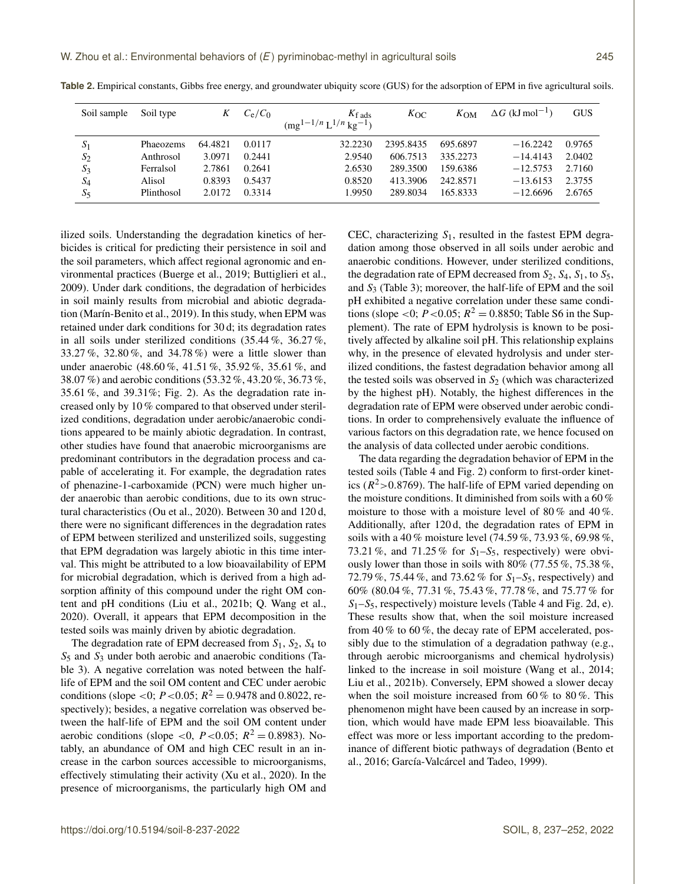**Table 2.** Empirical constants, Gibbs free energy, and groundwater ubiquity score (GUS) for the adsorption of EPM in five agricultural soils.

| Soil sample | Soil type | $K$ | $C_e/C_0$ | $K_{f\,ads}$ ($mg^{1-1/n}\,L^{1/n}\,kg^{-1}$) | $K_{OC}$ | $K_{OM}$ | $\Delta G$ ($kJ\,mol^{-1}$) | GUS |
|---|---|---|---|---|---|---|---|---|
| $S_1$ | Phaeozems | 64.4821 | 0.0117 | 32.2230 | 2395.8435 | 695.6897 | −16.2242 | 0.9765 |
| $S_2$ | Anthrosol | 3.0971 | 0.2441 | 2.9540 | 606.7513 | 335.2273 | −14.4143 | 2.0402 |
| $S_3$ | Ferralsol | 2.7861 | 0.2641 | 2.6530 | 289.3500 | 159.6386 | −12.5753 | 2.7160 |
| $S_4$ | Alisol | 0.8393 | 0.5437 | 0.8520 | 413.3906 | 242.8571 | −13.6153 | 2.3755 |
| $S_5$ | Plinthosol | 2.0172 | 0.3314 | 1.9950 | 289.8034 | 165.8333 | −12.6696 | 2.6765 |

ilized soils. Understanding the degradation kinetics of herbicides is critical for predicting their persistence in soil and the soil parameters, which affect regional agronomic and environmental practices (Buerge et al., 2019; Buttiglieri et al., 2009). Under dark conditions, the degradation of herbicides in soil mainly results from microbial and abiotic degradation (Marín-Benito et al., 2019). In this study, when EPM was retained under dark conditions for 30 d; its degradation rates in all soils under sterilized conditions (35.44 %, 36.27 %, 33.27 %, 32.80 %, and 34.78 %) were a little slower than under anaerobic (48.60 %, 41.51 %, 35.92 %, 35.61 %, and 38.07 %) and aerobic conditions (53.32 %, 43.20 %, 36.73 %, 35.61 %, and 39.31%; Fig. 2). As the degradation rate increased only by 10 % compared to that observed under sterilized conditions, degradation under aerobic/anaerobic conditions appeared to be mainly abiotic degradation. In contrast, other studies have found that anaerobic microorganisms are predominant contributors in the degradation process and capable of accelerating it. For example, the degradation rates of phenazine-1-carboxamide (PCN) were much higher under anaerobic than aerobic conditions, due to its own structural characteristics (Ou et al., 2020). Between 30 and 120 d, there were no significant differences in the degradation rates of EPM between sterilized and unsterilized soils, suggesting that EPM degradation was largely abiotic in this time interval. This might be attributed to a low bioavailability of EPM for microbial degradation, which is derived from a high adsorption affinity of this compound under the right OM content and pH conditions (Liu et al., 2021b; Q. Wang et al., 2020). Overall, it appears that EPM decomposition in the tested soils was mainly driven by abiotic degradation.

The degradation rate of EPM decreased from $S_1$, $S_2$, $S_4$ to $S_5$ and $S_3$ under both aerobic and anaerobic conditions (Table 3). A negative correlation was noted between the half-life of EPM and the soil OM content and CEC under aerobic conditions (slope <0; $P<0.05$; $R^2 = 0.9478$ and 0.8022, respectively); besides, a negative correlation was observed between the half-life of EPM and the soil OM content under aerobic conditions (slope <0, $P<0.05$; $R^2 = 0.8983$). Notably, an abundance of OM and high CEC result in an increase in the carbon sources accessible to microorganisms, effectively stimulating their activity (Xu et al., 2020). In the presence of microorganisms, the particularly high OM and CEC, characterizing $S_1$, resulted in the fastest EPM degradation among those observed in all soils under aerobic and anaerobic conditions. However, under sterilized conditions, the degradation rate of EPM decreased from $S_2$, $S_4$, $S_1$, to $S_5$, and $S_3$ (Table 3); moreover, the half-life of EPM and the soil pH exhibited a negative correlation under these same conditions (slope <0; $P<0.05$; $R^2 = 0.8850$; Table S6 in the Supplement). The rate of EPM hydrolysis is known to be positively affected by alkaline soil pH. This relationship explains why, in the presence of elevated hydrolysis and under sterilized conditions, the fastest degradation behavior among all the tested soils was observed in $S_2$ (which was characterized by the highest pH). Notably, the highest differences in the degradation rate of EPM were observed under aerobic conditions. In order to comprehensively evaluate the influence of various factors on this degradation rate, we hence focused on the analysis of data collected under aerobic conditions.

The data regarding the degradation behavior of EPM in the tested soils (Table 4 and Fig. 2) conform to first-order kinetics ($R^2>0.8769$). The half-life of EPM varied depending on the moisture conditions. It diminished from soils with a 60 % moisture to those with a moisture level of 80 % and 40 %. Additionally, after 120 d, the degradation rates of EPM in soils with a 40 % moisture level (74.59 %, 73.93 %, 69.98 %, 73.21 %, and 71.25 % for $S_1$–$S_5$, respectively) were obviously lower than those in soils with 80% (77.55 %, 75.38 %, 72.79 %, 75.44 %, and 73.62 % for $S_1$–$S_5$, respectively) and 60% (80.04 %, 77.31 %, 75.43 %, 77.78 %, and 75.77 % for $S_1$–$S_5$, respectively) moisture levels (Table 4 and Fig. 2d, e). These results show that, when the soil moisture increased from 40 % to 60 %, the decay rate of EPM accelerated, possibly due to the stimulation of a degradation pathway (e.g., through aerobic microorganisms and chemical hydrolysis) linked to the increase in soil moisture (Wang et al., 2014; Liu et al., 2021b). Conversely, EPM showed a slower decay when the soil moisture increased from 60 % to 80 %. This phenomenon might have been caused by an increase in sorption, which would have made EPM less bioavailable. This effect was more or less important according to the predominance of different biotic pathways of degradation (Bento et al., 2016; García-Valcárcel and Tadeo, 1999).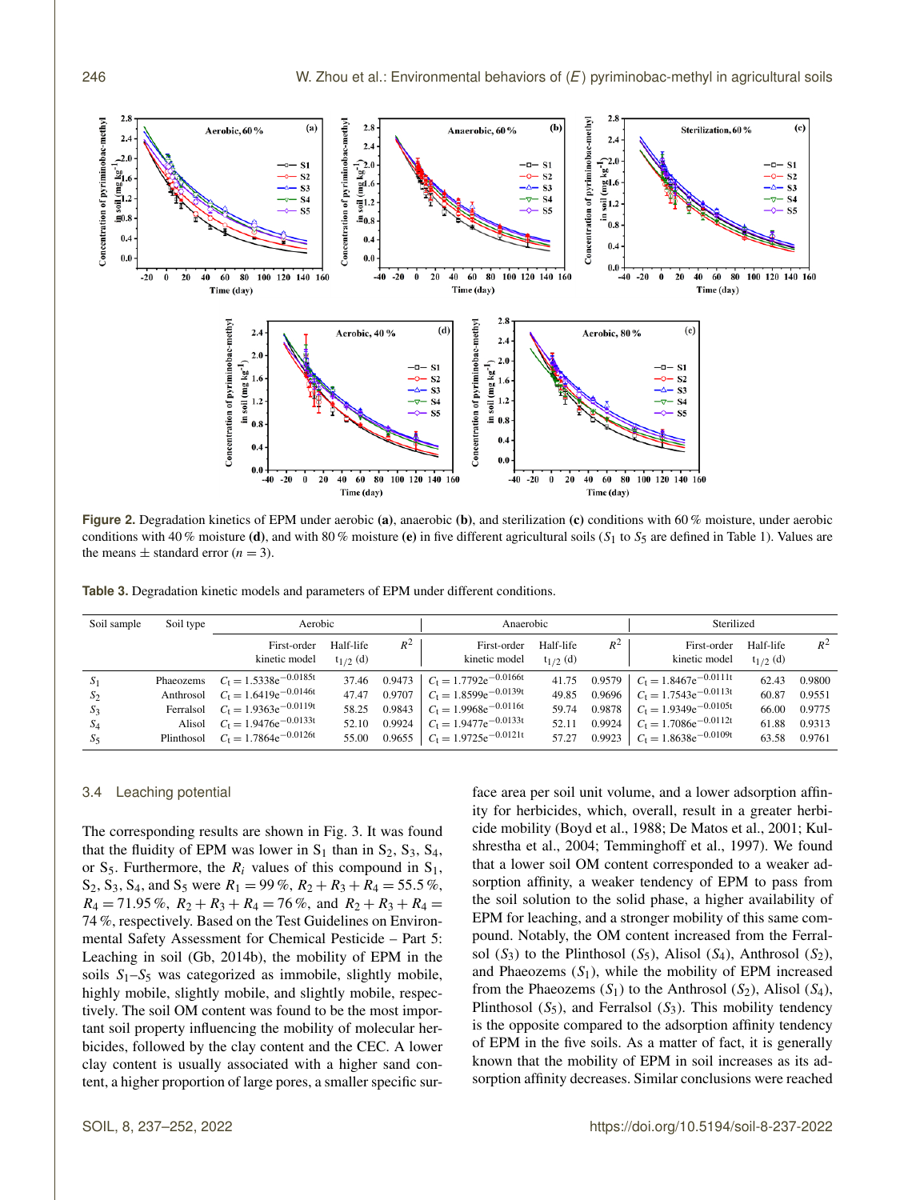Figure 2. Degradation kinetics of EPM under aerobic **(a)**, anaerobic **(b)**, and sterilization **(c)** conditions with 60 % moisture, under aerobic conditions with 40 % moisture **(d)**, and with 80 % moisture **(e)** in five different agricultural soils ($S_1$ to $S_5$ are defined in Table 1). Values are the means ± standard error ($n = 3$).

**Table 3.** Degradation kinetic models and parameters of EPM under different conditions.

| Soil sample | Soil type | Aerobic | | | Anaerobic | | | Sterilized | | |
|---|---|---|---|---|---|---|---|---|---|---|
| | | First-order kinetic model | Half-life $t_{1/2}$ (d) | $R^2$ | First-order kinetic model | Half-life $t_{1/2}$ (d) | $R^2$ | First-order kinetic model | Half-life $t_{1/2}$ (d) | $R^2$ |
| $S_1$ | Phaeozems | $C_t = 1.5338e^{-0.0185t}$ | 37.46 | 0.9473 | $C_t = 1.7792e^{-0.0166t}$ | 41.75 | 0.9579 | $C_t = 1.8467e^{-0.0111t}$ | 62.43 | 0.9800 |
| $S_2$ | Anthrosol | $C_t = 1.6419e^{-0.0146t}$ | 47.47 | 0.9707 | $C_t = 1.8599e^{-0.0139t}$ | 49.85 | 0.9696 | $C_t = 1.7543e^{-0.0113t}$ | 60.87 | 0.9551 |
| $S_3$ | Ferralsol | $C_t = 1.9363e^{-0.0119t}$ | 58.25 | 0.9843 | $C_t = 1.9968e^{-0.0116t}$ | 59.74 | 0.9878 | $C_t = 1.9349e^{-0.0105t}$ | 66.00 | 0.9775 |
| $S_4$ | Alisol | $C_t = 1.9476e^{-0.0133t}$ | 52.10 | 0.9924 | $C_t = 1.9477e^{-0.0133t}$ | 52.11 | 0.9924 | $C_t = 1.7086e^{-0.0112t}$ | 61.88 | 0.9313 |
| $S_5$ | Plinthosol | $C_t = 1.7864e^{-0.0126t}$ | 55.00 | 0.9655 | $C_t = 1.9725e^{-0.0121t}$ | 57.27 | 0.9923 | $C_t = 1.8638e^{-0.0109t}$ | 63.58 | 0.9761 |

### 3.4 Leaching potential

The corresponding results are shown in Fig. 3. It was found that the fluidity of EPM was lower in $S_1$ than in $S_2$, $S_3$, $S_4$, or $S_5$. Furthermore, the $R_i$ values of this compound in $S_1$, $S_2$, $S_3$, $S_4$, and $S_5$ were $R_1 = 99\,\%$, $R_2 + R_3 + R_4 = 55.5\,\%$, $R_4 = 71.95\,\%$, $R_2 + R_3 + R_4 = 76\,\%$, and $R_2 + R_3 + R_4 = 74\,\%$, respectively. Based on the Test Guidelines on Environmental Safety Assessment for Chemical Pesticide – Part 5: Leaching in soil (Gb, 2014b), the mobility of EPM in the soils $S_1$–$S_5$ was categorized as immobile, slightly mobile, highly mobile, slightly mobile, and slightly mobile, respectively. The soil OM content was found to be the most important soil property influencing the mobility of molecular herbicides, followed by the clay content and the CEC. A lower clay content is usually associated with a higher sand content, a higher proportion of large pores, a smaller specific surface area per soil unit volume, and a lower adsorption affinity for herbicides, which, overall, result in a greater herbicide mobility (Boyd et al., 1988; De Matos et al., 2001; Kulshrestha et al., 2004; Temminghoff et al., 1997). We found that a lower soil OM content corresponded to a weaker adsorption affinity, a weaker tendency of EPM to pass from the soil solution to the solid phase, a higher availability of EPM for leaching, and a stronger mobility of this same compound. Notably, the OM content increased from the Ferralsol ($S_3$) to the Plinthosol ($S_5$), Alisol ($S_4$), Anthrosol ($S_2$), and Phaeozems ($S_1$), while the mobility of EPM increased from the Phaeozems ($S_1$) to the Anthrosol ($S_2$), Alisol ($S_4$), Plinthosol ($S_5$), and Ferralsol ($S_3$). This mobility tendency is the opposite compared to the adsorption affinity tendency of EPM in the five soils. As a matter of fact, it is generally known that the mobility of EPM in soil increases as its adsorption affinity decreases. Similar conclusions were reached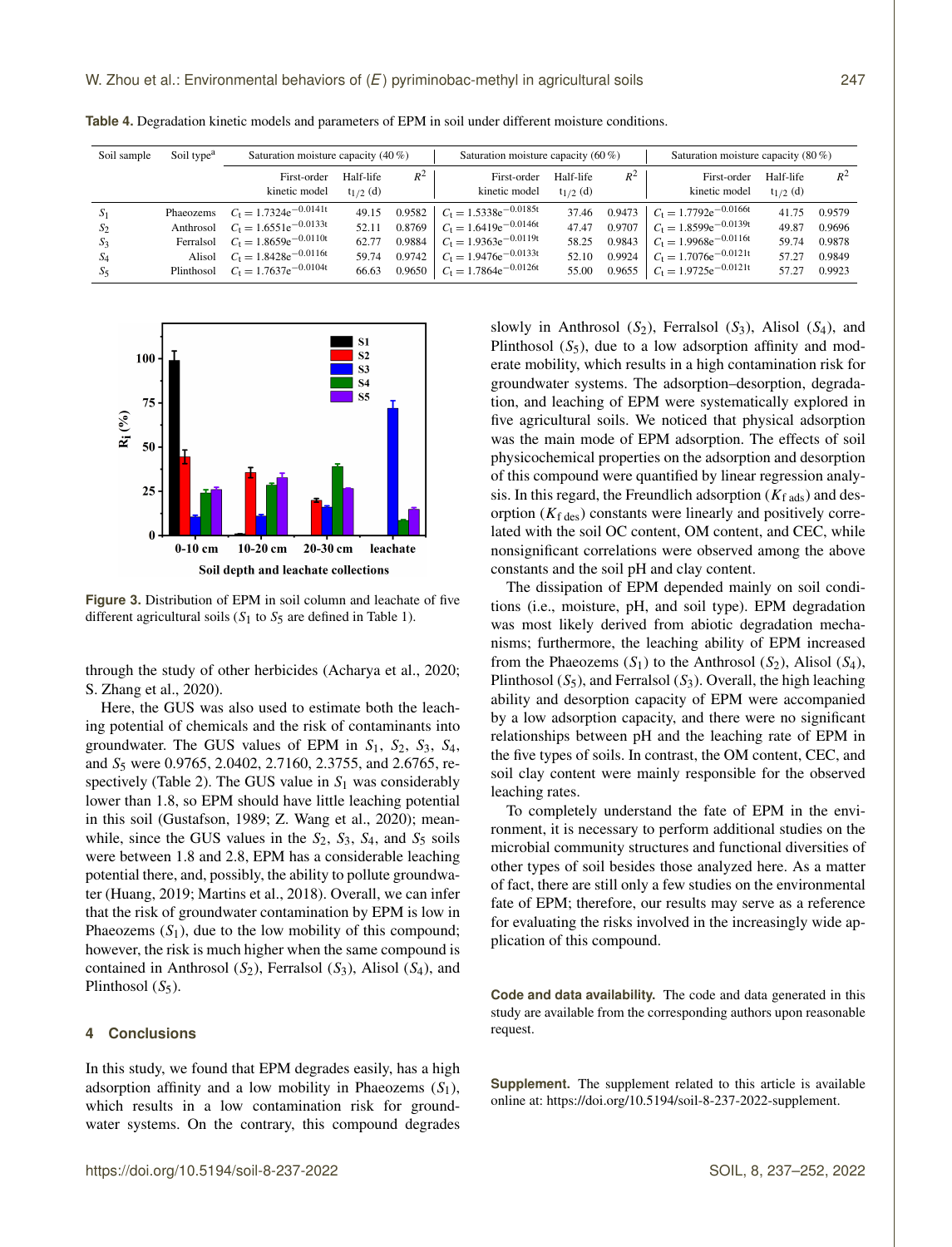**Table 4.** Degradation kinetic models and parameters of EPM in soil under different moisture conditions.

| Soil sample | Soil type[a] | Saturation moisture capacity (40 %) | | | Saturation moisture capacity (60 %) | | | Saturation moisture capacity (80 %) | | |
|---|---|---|---|---|---|---|---|---|---|---|
| | | First-order kinetic model | Half-life $t_{1/2}$ (d) | $R^2$ | First-order kinetic model | Half-life $t_{1/2}$ (d) | $R^2$ | First-order kinetic model | Half-life $t_{1/2}$ (d) | $R^2$ |
| $S_1$ | Phaeozems | $C_t = 1.7324e^{-0.0141t}$ | 49.15 | 0.9582 | $C_t = 1.5338e^{-0.0185t}$ | 37.46 | 0.9473 | $C_t = 1.7792e^{-0.0166t}$ | 41.75 | 0.9579 |
| $S_2$ | Anthrosol | $C_t = 1.6551e^{-0.0133t}$ | 52.11 | 0.8769 | $C_t = 1.6419e^{-0.0146t}$ | 47.47 | 0.9707 | $C_t = 1.8599e^{-0.0139t}$ | 49.87 | 0.9696 |
| $S_3$ | Ferralsol | $C_t = 1.8659e^{-0.0110t}$ | 62.77 | 0.9884 | $C_t = 1.9363e^{-0.0119t}$ | 58.25 | 0.9843 | $C_t = 1.9968e^{-0.0116t}$ | 59.74 | 0.9878 |
| $S_4$ | Alisol | $C_t = 1.8428e^{-0.0116t}$ | 59.74 | 0.9742 | $C_t = 1.9476e^{-0.0133t}$ | 52.10 | 0.9924 | $C_t = 1.7076e^{-0.0121t}$ | 57.27 | 0.9849 |
| $S_5$ | Plinthosol | $C_t = 1.7637e^{-0.0104t}$ | 66.63 | 0.9650 | $C_t = 1.7864e^{-0.0126t}$ | 55.00 | 0.9655 | $C_t = 1.9725e^{-0.0121t}$ | 57.27 | 0.9923 |

**Figure 3.** Distribution of EPM in soil column and leachate of five different agricultural soils ($S_1$ to $S_5$ are defined in Table 1).

through the study of other herbicides (Acharya et al., 2020; S. Zhang et al., 2020).

Here, the GUS was also used to estimate both the leaching potential of chemicals and the risk of contaminants into groundwater. The GUS values of EPM in $S_1$, $S_2$, $S_3$, $S_4$, and $S_5$ were 0.9765, 2.0402, 2.7160, 2.3755, and 2.6765, respectively (Table 2). The GUS value in $S_1$ was considerably lower than 1.8, so EPM should have little leaching potential in this soil (Gustafson, 1989; Z. Wang et al., 2020); meanwhile, since the GUS values in the $S_2$, $S_3$, $S_4$, and $S_5$ soils were between 1.8 and 2.8, EPM has a considerable leaching potential there, and, possibly, the ability to pollute groundwater (Huang, 2019; Martins et al., 2018). Overall, we can infer that the risk of groundwater contamination by EPM is low in Phaeozems ($S_1$), due to the low mobility of this compound; however, the risk is much higher when the same compound is contained in Anthrosol ($S_2$), Ferralsol ($S_3$), Alisol ($S_4$), and Plinthosol ($S_5$).

## 4 Conclusions

In this study, we found that EPM degrades easily, has a high adsorption affinity and a low mobility in Phaeozems ($S_1$), which results in a low contamination risk for groundwater systems. On the contrary, this compound degrades slowly in Anthrosol ($S_2$), Ferralsol ($S_3$), Alisol ($S_4$), and Plinthosol ($S_5$), due to a low adsorption affinity and moderate mobility, which results in a high contamination risk for groundwater systems. The adsorption–desorption, degradation, and leaching of EPM were systematically explored in five agricultural soils. We noticed that physical adsorption was the main mode of EPM adsorption. The effects of soil physicochemical properties on the adsorption and desorption of this compound were quantified by linear regression analysis. In this regard, the Freundlich adsorption ($K_{f\,ads}$) and desorption ($K_{f\,des}$) constants were linearly and positively correlated with the soil OC content, OM content, and CEC, while nonsignificant correlations were observed among the above constants and the soil pH and clay content.

The dissipation of EPM depended mainly on soil conditions (i.e., moisture, pH, and soil type). EPM degradation was most likely derived from abiotic degradation mechanisms; furthermore, the leaching ability of EPM increased from the Phaeozems ($S_1$) to the Anthrosol ($S_2$), Alisol ($S_4$), Plinthosol ($S_5$), and Ferralsol ($S_3$). Overall, the high leaching ability and desorption capacity of EPM were accompanied by a low adsorption capacity, and there were no significant relationships between pH and the leaching rate of EPM in the five types of soils. In contrast, the OM content, CEC, and soil clay content were mainly responsible for the observed leaching rates.

To completely understand the fate of EPM in the environment, it is necessary to perform additional studies on the microbial community structures and functional diversities of other types of soil besides those analyzed here. As a matter of fact, there are still only a few studies on the environmental fate of EPM; therefore, our results may serve as a reference for evaluating the risks involved in the increasingly wide application of this compound.

**Code and data availability.** The code and data generated in this study are available from the corresponding authors upon reasonable request.

**Supplement.** The supplement related to this article is available online at: https://doi.org/10.5194/soil-8-237-2022-supplement.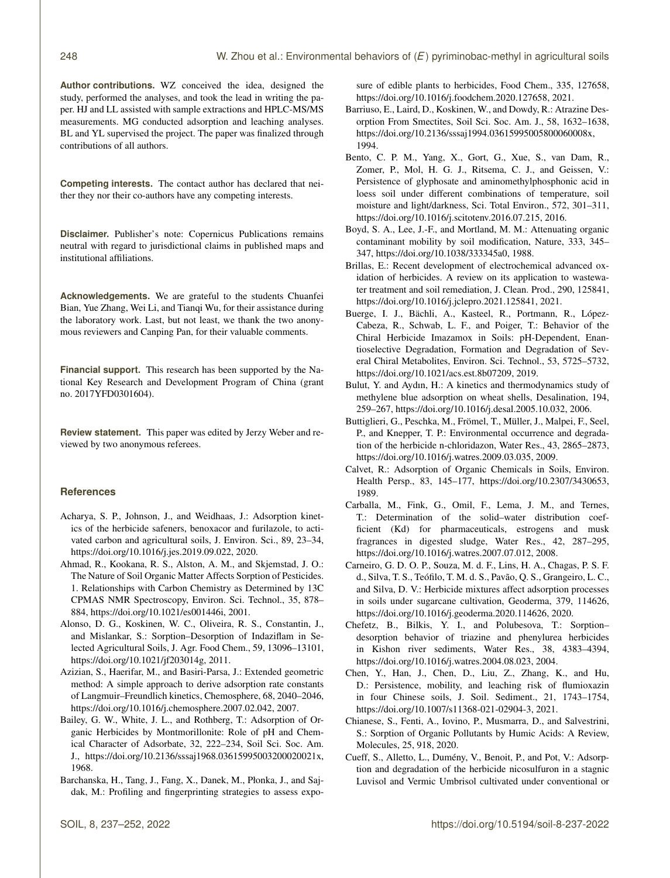**Author contributions.** WZ conceived the idea, designed the study, performed the analyses, and took the lead in writing the paper. HJ and LL assisted with sample extractions and HPLC-MS/MS measurements. MG conducted adsorption and leaching analyses. BL and YL supervised the project. The paper was finalized through contributions of all authors.

**Competing interests.** The contact author has declared that neither they nor their co-authors have any competing interests.

**Disclaimer.** Publisher's note: Copernicus Publications remains neutral with regard to jurisdictional claims in published maps and institutional affiliations.

**Acknowledgements.** We are grateful to the students Chuanfei Bian, Yue Zhang, Wei Li, and Tianqi Wu, for their assistance during the laboratory work. Last, but not least, we thank the two anonymous reviewers and Canping Pan, for their valuable comments.

**Financial support.** This research has been supported by the National Key Research and Development Program of China (grant no. 2017YFD0301604).

**Review statement.** This paper was edited by Jerzy Weber and reviewed by two anonymous referees.

## References

Acharya, S. P., Johnson, J., and Weidhaas, J.: Adsorption kinetics of the herbicide safeners, benoxacor and furilazole, to activated carbon and agricultural soils, J. Environ. Sci., 89, 23–34, https://doi.org/10.1016/j.jes.2019.09.022, 2020.

Ahmad, R., Kookana, R. S., Alston, A. M., and Skjemstad, J. O.: The Nature of Soil Organic Matter Affects Sorption of Pesticides. 1. Relationships with Carbon Chemistry as Determined by 13C CPMAS NMR Spectroscopy, Environ. Sci. Technol., 35, 878–884, https://doi.org/10.1021/es001446i, 2001.

Alonso, D. G., Koskinen, W. C., Oliveira, R. S., Constantin, J., and Mislankar, S.: Sorption–Desorption of Indaziflam in Selected Agricultural Soils, J. Agr. Food Chem., 59, 13096–13101, https://doi.org/10.1021/jf203014g, 2011.

Azizian, S., Haerifar, M., and Basiri-Parsa, J.: Extended geometric method: A simple approach to derive adsorption rate constants of Langmuir–Freundlich kinetics, Chemosphere, 68, 2040–2046, https://doi.org/10.1016/j.chemosphere.2007.02.042, 2007.

Bailey, G. W., White, J. L., and Rothberg, T.: Adsorption of Organic Herbicides by Montmorillonite: Role of pH and Chemical Character of Adsorbate, 32, 222–234, Soil Sci. Soc. Am. J., https://doi.org/10.2136/sssaj1968.03615995003200020021x, 1968.

Barchanska, H., Tang, J., Fang, X., Danek, M., Płonka, J., and Sajdak, M.: Profiling and fingerprinting strategies to assess exposure of edible plants to herbicides, Food Chem., 335, 127658, https://doi.org/10.1016/j.foodchem.2020.127658, 2021.

Barriuso, E., Laird, D., Koskinen, W., and Dowdy, R.: Atrazine Desorption From Smectites, Soil Sci. Soc. Am. J., 58, 1632–1638, https://doi.org/10.2136/sssaj1994.03615995005800060008x, 1994.

Bento, C. P. M., Yang, X., Gort, G., Xue, S., van Dam, R., Zomer, P., Mol, H. G. J., Ritsema, C. J., and Geissen, V.: Persistence of glyphosate and aminomethylphosphonic acid in loess soil under different combinations of temperature, soil moisture and light/darkness, Sci. Total Environ., 572, 301–311, https://doi.org/10.1016/j.scitotenv.2016.07.215, 2016.

Boyd, S. A., Lee, J.-F., and Mortland, M. M.: Attenuating organic contaminant mobility by soil modification, Nature, 333, 345–347, https://doi.org/10.1038/333345a0, 1988.

Brillas, E.: Recent development of electrochemical advanced oxidation of herbicides. A review on its application to wastewater treatment and soil remediation, J. Clean. Prod., 290, 125841, https://doi.org/10.1016/j.jclepro.2021.125841, 2021.

Buerge, I. J., Bächli, A., Kasteel, R., Portmann, R., López-Cabeza, R., Schwab, L. F., and Poiger, T.: Behavior of the Chiral Herbicide Imazamox in Soils: pH-Dependent, Enantioselective Degradation, Formation and Degradation of Several Chiral Metabolites, Environ. Sci. Technol., 53, 5725–5732, https://doi.org/10.1021/acs.est.8b07209, 2019.

Bulut, Y. and Aydın, H.: A kinetics and thermodynamics study of methylene blue adsorption on wheat shells, Desalination, 194, 259–267, https://doi.org/10.1016/j.desal.2005.10.032, 2006.

Buttiglieri, G., Peschka, M., Frömel, T., Müller, J., Malpei, F., Seel, P., and Knepper, T. P.: Environmental occurrence and degradation of the herbicide n-chloridazon, Water Res., 43, 2865–2873, https://doi.org/10.1016/j.watres.2009.03.035, 2009.

Calvet, R.: Adsorption of Organic Chemicals in Soils, Environ. Health Persp., 83, 145–177, https://doi.org/10.2307/3430653, 1989.

Carballa, M., Fink, G., Omil, F., Lema, J. M., and Ternes, T.: Determination of the solid–water distribution coefficient (Kd) for pharmaceuticals, estrogens and musk fragrances in digested sludge, Water Res., 42, 287–295, https://doi.org/10.1016/j.watres.2007.07.012, 2008.

Carneiro, G. D. O. P., Souza, M. d. F., Lins, H. A., Chagas, P. S. F. d., Silva, T. S., Teófilo, T. M. d. S., Pavão, Q. S., Grangeiro, L. C., and Silva, D. V.: Herbicide mixtures affect adsorption processes in soils under sugarcane cultivation, Geoderma, 379, 114626, https://doi.org/10.1016/j.geoderma.2020.114626, 2020.

Chefetz, B., Bilkis, Y. I., and Polubesova, T.: Sorption–desorption behavior of triazine and phenylurea herbicides in Kishon river sediments, Water Res., 38, 4383–4394, https://doi.org/10.1016/j.watres.2004.08.023, 2004.

Chen, Y., Han, J., Chen, D., Liu, Z., Zhang, K., and Hu, D.: Persistence, mobility, and leaching risk of flumioxazin in four Chinese soils, J. Soil. Sediment., 21, 1743–1754, https://doi.org/10.1007/s11368-021-02904-3, 2021.

Chianese, S., Fenti, A., Iovino, P., Musmarra, D., and Salvestrini, S.: Sorption of Organic Pollutants by Humic Acids: A Review, Molecules, 25, 918, 2020.

Cueff, S., Alletto, L., Dumény, V., Benoit, P., and Pot, V.: Adsorption and degradation of the herbicide nicosulfuron in a stagnic Luvisol and Vermic Umbrisol cultivated under conventional or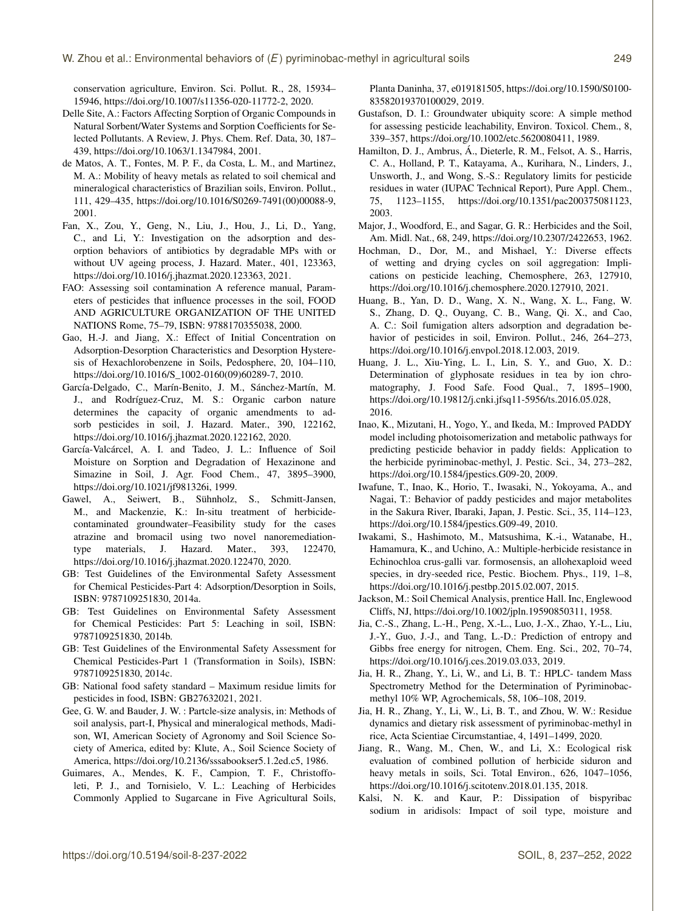conservation agriculture, Environ. Sci. Pollut. R., 28, 15934–15946, https://doi.org/10.1007/s11356-020-11772-2, 2020.

Delle Site, A.: Factors Affecting Sorption of Organic Compounds in Natural Sorbent/Water Systems and Sorption Coefficients for Selected Pollutants. A Review, J. Phys. Chem. Ref. Data, 30, 187–439, https://doi.org/10.1063/1.1347984, 2001.

de Matos, A. T., Fontes, M. P. F., da Costa, L. M., and Martinez, M. A.: Mobility of heavy metals as related to soil chemical and mineralogical characteristics of Brazilian soils, Environ. Pollut., 111, 429–435, https://doi.org/10.1016/S0269-7491(00)00088-9, 2001.

Fan, X., Zou, Y., Geng, N., Liu, J., Hou, J., Li, D., Yang, C., and Li, Y.: Investigation on the adsorption and desorption behaviors of antibiotics by degradable MPs with or without UV ageing process, J. Hazard. Mater., 401, 123363, https://doi.org/10.1016/j.jhazmat.2020.123363, 2021.

FAO: Assessing soil contamination A reference manual, Parameters of pesticides that influence processes in the soil, FOOD AND AGRICULTURE ORGANIZATION OF THE UNITED NATIONS Rome, 75–79, ISBN: 9788170355038, 2000.

Gao, H.-J. and Jiang, X.: Effect of Initial Concentration on Adsorption-Desorption Characteristics and Desorption Hysteresis of Hexachlorobenzene in Soils, Pedosphere, 20, 104–110, https://doi.org/10.1016/S_1002-0160(09)60289-7, 2010.

García-Delgado, C., Marín-Benito, J. M., Sánchez-Martín, M. J., and Rodríguez-Cruz, M. S.: Organic carbon nature determines the capacity of organic amendments to adsorb pesticides in soil, J. Hazard. Mater., 390, 122162, https://doi.org/10.1016/j.jhazmat.2020.122162, 2020.

García-Valcárcel, A. I. and Tadeo, J. L.: Influence of Soil Moisture on Sorption and Degradation of Hexazinone and Simazine in Soil, J. Agr. Food Chem., 47, 3895–3900, https://doi.org/10.1021/jf981326i, 1999.

Gawel, A., Seiwert, B., Sühnholz, S., Schmitt-Jansen, M., and Mackenzie, K.: In-situ treatment of herbicide-contaminated groundwater–Feasibility study for the cases atrazine and bromacil using two novel nanoremediation-type materials, J. Hazard. Mater., 393, 122470, https://doi.org/10.1016/j.jhazmat.2020.122470, 2020.

GB: Test Guidelines of the Environmental Safety Assessment for Chemical Pesticides-Part 4: Adsorption/Desorption in Soils, ISBN: 9787109251830, 2014a.

GB: Test Guidelines on Environmental Safety Assessment for Chemical Pesticides: Part 5: Leaching in soil, ISBN: 9787109251830, 2014b.

GB: Test Guidelines of the Environmental Safety Assessment for Chemical Pesticides-Part 1 (Transformation in Soils), ISBN: 9787109251830, 2014c.

GB: National food safety standard – Maximum residue limits for pesticides in food, ISBN: GB27632021, 2021.

Gee, G. W. and Bauder, J. W. : Partcle-size analysis, in: Methods of soil analysis, part-I, Physical and mineralogical methods, Madison, WI, American Society of Agronomy and Soil Science Society of America, edited by: Klute, A., Soil Science Society of America, https://doi.org/10.2136/sssabookser5.1.2ed.c5, 1986.

Guimares, A., Mendes, K. F., Campion, T. F., Christoffoleti, P. J., and Tornisielo, V. L.: Leaching of Herbicides Commonly Applied to Sugarcane in Five Agricultural Soils, Planta Daninha, 37, e019181505, https://doi.org/10.1590/S0100-83582019370100029, 2019.

Gustafson, D. I.: Groundwater ubiquity score: A simple method for assessing pesticide leachability, Environ. Toxicol. Chem., 8, 339–357, https://doi.org/10.1002/etc.5620080411, 1989.

Hamilton, D. J., Ambrus, Á., Dieterle, R. M., Felsot, A. S., Harris, C. A., Holland, P. T., Katayama, A., Kurihara, N., Linders, J., Unsworth, J., and Wong, S.-S.: Regulatory limits for pesticide residues in water (IUPAC Technical Report), Pure Appl. Chem., 75, 1123–1155, https://doi.org/10.1351/pac200375081123, 2003.

Major, J., Woodford, E., and Sagar, G. R.: Herbicides and the Soil, Am. Midl. Nat., 68, 249, https://doi.org/10.2307/2422653, 1962.

Hochman, D., Dor, M., and Mishael, Y.: Diverse effects of wetting and drying cycles on soil aggregation: Implications on pesticide leaching, Chemosphere, 263, 127910, https://doi.org/10.1016/j.chemosphere.2020.127910, 2021.

Huang, B., Yan, D. D., Wang, X. N., Wang, X. L., Fang, W. S., Zhang, D. Q., Ouyang, C. B., Wang, Qi. X., and Cao, A. C.: Soil fumigation alters adsorption and degradation behavior of pesticides in soil, Environ. Pollut., 246, 264–273, https://doi.org/10.1016/j.envpol.2018.12.003, 2019.

Huang, J. L., Xiu-Ying, L. I., Lin, S. Y., and Guo, X. D.: Determination of glyphosate residues in tea by ion chromatography, J. Food Safe. Food Qual., 7, 1895–1900, https://doi.org/10.19812/j.cnki.jfsq11-5956/ts.2016.05.028, 2016.

Inao, K., Mizutani, H., Yogo, Y., and Ikeda, M.: Improved PADDY model including photoisomerization and metabolic pathways for predicting pesticide behavior in paddy fields: Application to the herbicide pyriminobac-methyl, J. Pestic. Sci., 34, 273–282, https://doi.org/10.1584/jpestics.G09-20, 2009.

Iwafune, T., Inao, K., Horio, T., Iwasaki, N., Yokoyama, A., and Nagai, T.: Behavior of paddy pesticides and major metabolites in the Sakura River, Ibaraki, Japan, J. Pestic. Sci., 35, 114–123, https://doi.org/10.1584/jpestics.G09-49, 2010.

Iwakami, S., Hashimoto, M., Matsushima, K.-i., Watanabe, H., Hamamura, K., and Uchino, A.: Multiple-herbicide resistance in Echinochloa crus-galli var. formosensis, an allohexaploid weed species, in dry-seeded rice, Pestic. Biochem. Phys., 119, 1–8, https://doi.org/10.1016/j.pestbp.2015.02.007, 2015.

Jackson, M.: Soil Chemical Analysis, prentice Hall. Inc, Englewood Cliffs, NJ, https://doi.org/10.1002/jpln.19590850311, 1958.

Jia, C.-S., Zhang, L.-H., Peng, X.-L., Luo, J.-X., Zhao, Y.-L., Liu, J.-Y., Guo, J.-J., and Tang, L.-D.: Prediction of entropy and Gibbs free energy for nitrogen, Chem. Eng. Sci., 202, 70–74, https://doi.org/10.1016/j.ces.2019.03.033, 2019.

Jia, H. R., Zhang, Y., Li, W., and Li, B. T.: HPLC- tandem Mass Spectrometry Method for the Determination of Pyriminobac-methyl 10% WP, Agrochemicals, 58, 106–108, 2019.

Jia, H. R., Zhang, Y., Li, W., Li, B. T., and Zhou, W. W.: Residue dynamics and dietary risk assessment of pyriminobac-methyl in rice, Acta Scientiae Circumstantiae, 4, 1491–1499, 2020.

Jiang, R., Wang, M., Chen, W., and Li, X.: Ecological risk evaluation of combined pollution of herbicide siduron and heavy metals in soils, Sci. Total Environ., 626, 1047–1056, https://doi.org/10.1016/j.scitotenv.2018.01.135, 2018.

Kalsi, N. K. and Kaur, P.: Dissipation of bispyribac sodium in aridisols: Impact of soil type, moisture and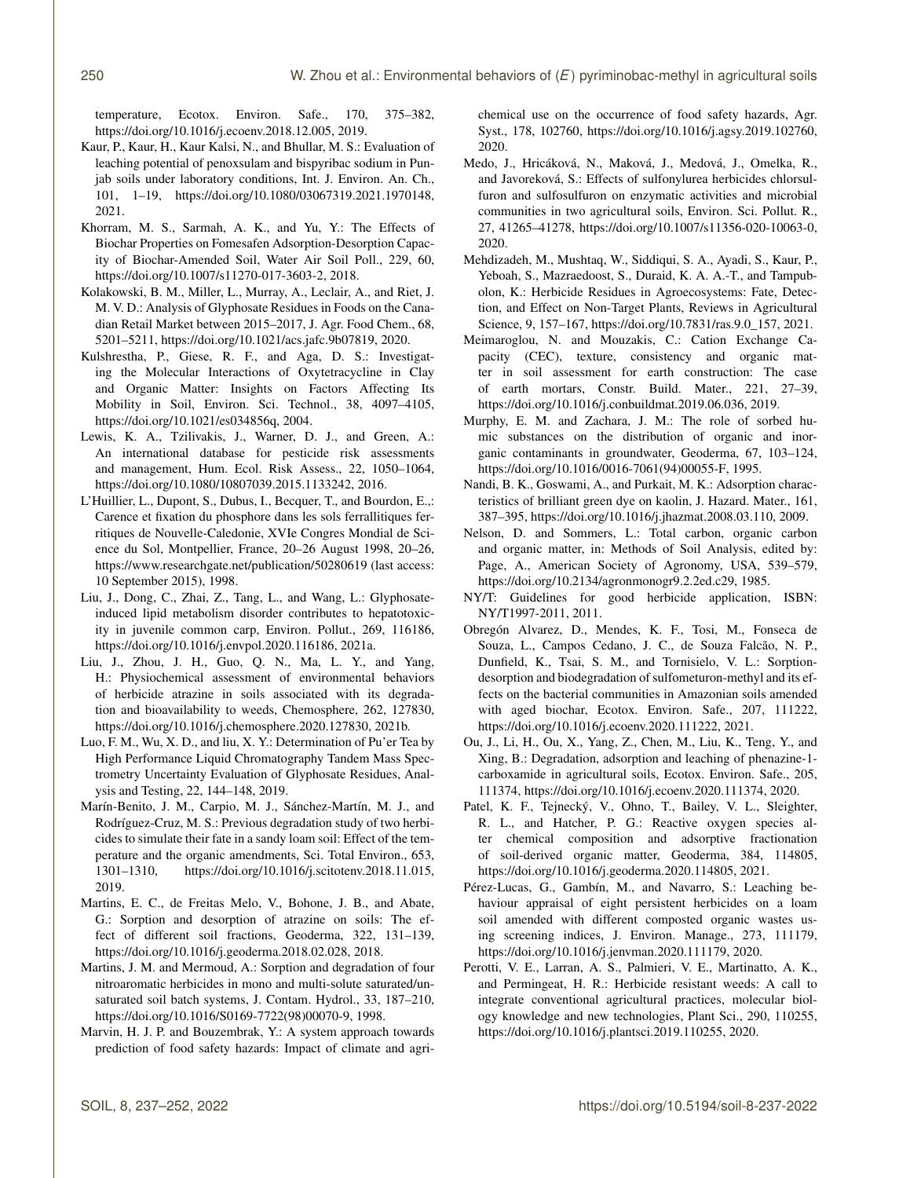temperature, Ecotox. Environ. Safe., 170, 375–382, https://doi.org/10.1016/j.ecoenv.2018.12.005, 2019.

Kaur, P., Kaur, H., Kaur Kalsi, N., and Bhullar, M. S.: Evaluation of leaching potential of penoxsulam and bispyribac sodium in Punjab soils under laboratory conditions, Int. J. Environ. An. Ch., 101, 1–19, https://doi.org/10.1080/03067319.2021.1970148, 2021.

Khorram, M. S., Sarmah, A. K., and Yu, Y.: The Effects of Biochar Properties on Fomesafen Adsorption-Desorption Capacity of Biochar-Amended Soil, Water Air Soil Poll., 229, 60, https://doi.org/10.1007/s11270-017-3603-2, 2018.

Kolakowski, B. M., Miller, L., Murray, A., Leclair, A., and Riet, J. M. V. D.: Analysis of Glyphosate Residues in Foods on the Canadian Retail Market between 2015–2017, J. Agr. Food Chem., 68, 5201–5211, https://doi.org/10.1021/acs.jafc.9b07819, 2020.

Kulshrestha, P., Giese, R. F., and Aga, D. S.: Investigating the Molecular Interactions of Oxytetracycline in Clay and Organic Matter: Insights on Factors Affecting Its Mobility in Soil, Environ. Sci. Technol., 38, 4097–4105, https://doi.org/10.1021/es034856q, 2004.

Lewis, K. A., Tzilivakis, J., Warner, D. J., and Green, A.: An international database for pesticide risk assessments and management, Hum. Ecol. Risk Assess., 22, 1050–1064, https://doi.org/10.1080/10807039.2015.1133242, 2016.

L'Huillier, L., Dupont, S., Dubus, I., Becquer, T., and Bourdon, E.,: Carence et fixation du phosphore dans les sols ferrallitiques ferritiques de Nouvelle-Caledonie, XVIe Congres Mondial de Science du Sol, Montpellier, France, 20–26 August 1998, 20–26, https://www.researchgate.net/publication/50280619 (last access: 10 September 2015), 1998.

Liu, J., Dong, C., Zhai, Z., Tang, L., and Wang, L.: Glyphosate-induced lipid metabolism disorder contributes to hepatotoxicity in juvenile common carp, Environ. Pollut., 269, 116186, https://doi.org/10.1016/j.envpol.2020.116186, 2021a.

Liu, J., Zhou, J. H., Guo, Q. N., Ma, L. Y., and Yang, H.: Physiochemical assessment of environmental behaviors of herbicide atrazine in soils associated with its degradation and bioavailability to weeds, Chemosphere, 262, 127830, https://doi.org/10.1016/j.chemosphere.2020.127830, 2021b.

Luo, F. M., Wu, X. D., and liu, X. Y.: Determination of Pu'er Tea by High Performance Liquid Chromatography Tandem Mass Spectrometry Uncertainty Evaluation of Glyphosate Residues, Analysis and Testing, 22, 144–148, 2019.

Marín-Benito, J. M., Carpio, M. J., Sánchez-Martín, M. J., and Rodríguez-Cruz, M. S.: Previous degradation study of two herbicides to simulate their fate in a sandy loam soil: Effect of the temperature and the organic amendments, Sci. Total Environ., 653, 1301–1310, https://doi.org/10.1016/j.scitotenv.2018.11.015, 2019.

Martins, E. C., de Freitas Melo, V., Bohone, J. B., and Abate, G.: Sorption and desorption of atrazine on soils: The effect of different soil fractions, Geoderma, 322, 131–139, https://doi.org/10.1016/j.geoderma.2018.02.028, 2018.

Martins, J. M. and Mermoud, A.: Sorption and degradation of four nitroaromatic herbicides in mono and multi-solute saturated/unsaturated soil batch systems, J. Contam. Hydrol., 33, 187–210, https://doi.org/10.1016/S0169-7722(98)00070-9, 1998.

Marvin, H. J. P. and Bouzembrak, Y.: A system approach towards prediction of food safety hazards: Impact of climate and agrichemical use on the occurrence of food safety hazards, Agr. Syst., 178, 102760, https://doi.org/10.1016/j.agsy.2019.102760, 2020.

Medo, J., Hricáková, N., Maková, J., Medová, J., Omelka, R., and Javoreková, S.: Effects of sulfonylurea herbicides chlorsulfuron and sulfosulfuron on enzymatic activities and microbial communities in two agricultural soils, Environ. Sci. Pollut. R., 27, 41265–41278, https://doi.org/10.1007/s11356-020-10063-0, 2020.

Mehdizadeh, M., Mushtaq, W., Siddiqui, S. A., Ayadi, S., Kaur, P., Yeboah, S., Mazraedoost, S., Duraid, K. A. A.-T., and Tampubolon, K.: Herbicide Residues in Agroecosystems: Fate, Detection, and Effect on Non-Target Plants, Reviews in Agricultural Science, 9, 157–167, https://doi.org/10.7831/ras.9.0_157, 2021.

Meimaroglou, N. and Mouzakis, C.: Cation Exchange Capacity (CEC), texture, consistency and organic matter in soil assessment for earth construction: The case of earth mortars, Constr. Build. Mater., 221, 27–39, https://doi.org/10.1016/j.conbuildmat.2019.06.036, 2019.

Murphy, E. M. and Zachara, J. M.: The role of sorbed humic substances on the distribution of organic and inorganic contaminants in groundwater, Geoderma, 67, 103–124, https://doi.org/10.1016/0016-7061(94)00055-F, 1995.

Nandi, B. K., Goswami, A., and Purkait, M. K.: Adsorption characteristics of brilliant green dye on kaolin, J. Hazard. Mater., 161, 387–395, https://doi.org/10.1016/j.jhazmat.2008.03.110, 2009.

Nelson, D. and Sommers, L.: Total carbon, organic carbon and organic matter, in: Methods of Soil Analysis, edited by: Page, A., American Society of Agronomy, USA, 539–579, https://doi.org/10.2134/agronmonogr9.2.2ed.c29, 1985.

NY/T: Guidelines for good herbicide application, ISBN: NY/T1997-2011, 2011.

Obregón Alvarez, D., Mendes, K. F., Tosi, M., Fonseca de Souza, L., Campos Cedano, J. C., de Souza Falcão, N. P., Dunfield, K., Tsai, S. M., and Tornisielo, V. L.: Sorption-desorption and biodegradation of sulfometuron-methyl and its effects on the bacterial communities in Amazonian soils amended with aged biochar, Ecotox. Environ. Safe., 207, 111222, https://doi.org/10.1016/j.ecoenv.2020.111222, 2021.

Ou, J., Li, H., Ou, X., Yang, Z., Chen, M., Liu, K., Teng, Y., and Xing, B.: Degradation, adsorption and leaching of phenazine-1-carboxamide in agricultural soils, Ecotox. Environ. Safe., 205, 111374, https://doi.org/10.1016/j.ecoenv.2020.111374, 2020.

Patel, K. F., Tejnecký, V., Ohno, T., Bailey, V. L., Sleighter, R. L., and Hatcher, P. G.: Reactive oxygen species alter chemical composition and adsorptive fractionation of soil-derived organic matter, Geoderma, 384, 114805, https://doi.org/10.1016/j.geoderma.2020.114805, 2021.

Pérez-Lucas, G., Gambín, M., and Navarro, S.: Leaching behaviour appraisal of eight persistent herbicides on a loam soil amended with different composted organic wastes using screening indices, J. Environ. Manage., 273, 111179, https://doi.org/10.1016/j.jenvman.2020.111179, 2020.

Perotti, V. E., Larran, A. S., Palmieri, V. E., Martinatto, A. K., and Permingeat, H. R.: Herbicide resistant weeds: A call to integrate conventional agricultural practices, molecular biology knowledge and new technologies, Plant Sci., 290, 110255, https://doi.org/10.1016/j.plantsci.2019.110255, 2020.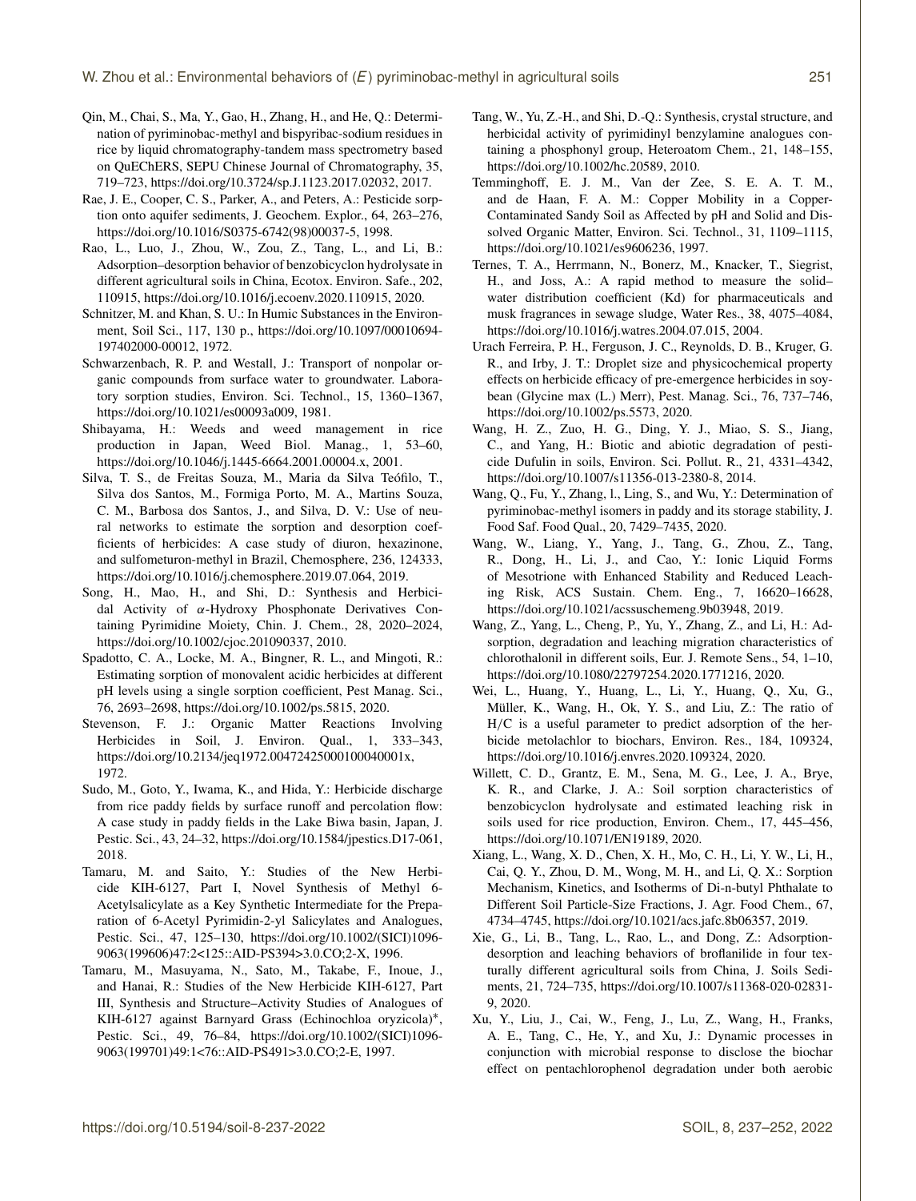Qin, M., Chai, S., Ma, Y., Gao, H., Zhang, H., and He, Q.: Determination of pyriminobac-methyl and bispyribac-sodium residues in rice by liquid chromatography-tandem mass spectrometry based on QuEChERS, SEPU Chinese Journal of Chromatography, 35, 719–723, https://doi.org/10.3724/sp.J.1123.2017.02032, 2017.

Rae, J. E., Cooper, C. S., Parker, A., and Peters, A.: Pesticide sorption onto aquifer sediments, J. Geochem. Explor., 64, 263–276, https://doi.org/10.1016/S0375-6742(98)00037-5, 1998.

Rao, L., Luo, J., Zhou, W., Zou, Z., Tang, L., and Li, B.: Adsorption–desorption behavior of benzobicyclon hydrolysate in different agricultural soils in China, Ecotox. Environ. Safe., 202, 110915, https://doi.org/10.1016/j.ecoenv.2020.110915, 2020.

Schnitzer, M. and Khan, S. U.: In Humic Substances in the Environment, Soil Sci., 117, 130 p., https://doi.org/10.1097/00010694-197402000-00012, 1972.

Schwarzenbach, R. P. and Westall, J.: Transport of nonpolar organic compounds from surface water to groundwater. Laboratory sorption studies, Environ. Sci. Technol., 15, 1360–1367, https://doi.org/10.1021/es00093a009, 1981.

Shibayama, H.: Weeds and weed management in rice production in Japan, Weed Biol. Manag., 1, 53–60, https://doi.org/10.1046/j.1445-6664.2001.00004.x, 2001.

Silva, T. S., de Freitas Souza, M., Maria da Silva Teófilo, T., Silva dos Santos, M., Formiga Porto, M. A., Martins Souza, C. M., Barbosa dos Santos, J., and Silva, D. V.: Use of neural networks to estimate the sorption and desorption coefficients of herbicides: A case study of diuron, hexazinone, and sulfometuron-methyl in Brazil, Chemosphere, 236, 124333, https://doi.org/10.1016/j.chemosphere.2019.07.064, 2019.

Song, H., Mao, H., and Shi, D.: Synthesis and Herbicidal Activity of $\alpha$-Hydroxy Phosphonate Derivatives Containing Pyrimidine Moiety, Chin. J. Chem., 28, 2020–2024, https://doi.org/10.1002/cjoc.201090337, 2010.

Spadotto, C. A., Locke, M. A., Bingner, R. L., and Mingoti, R.: Estimating sorption of monovalent acidic herbicides at different pH levels using a single sorption coefficient, Pest Manag. Sci., 76, 2693–2698, https://doi.org/10.1002/ps.5815, 2020.

Stevenson, F. J.: Organic Matter Reactions Involving Herbicides in Soil, J. Environ. Qual., 1, 333–343, https://doi.org/10.2134/jeq1972.00472425000100040001x, 1972.

Sudo, M., Goto, Y., Iwama, K., and Hida, Y.: Herbicide discharge from rice paddy fields by surface runoff and percolation flow: A case study in paddy fields in the Lake Biwa basin, Japan, J. Pestic. Sci., 43, 24–32, https://doi.org/10.1584/jpestics.D17-061, 2018.

Tamaru, M. and Saito, Y.: Studies of the New Herbicide KIH-6127, Part I, Novel Synthesis of Methyl 6-Acetylsalicylate as a Key Synthetic Intermediate for the Preparation of 6-Acetyl Pyrimidin-2-yl Salicylates and Analogues, Pestic. Sci., 47, 125–130, https://doi.org/10.1002/(SICI)1096-9063(199606)47:2<125::AID-PS394>3.0.CO;2-X, 1996.

Tamaru, M., Masuyama, N., Sato, M., Takabe, F., Inoue, J., and Hanai, R.: Studies of the New Herbicide KIH-6127, Part III, Synthesis and Structure–Activity Studies of Analogues of KIH-6127 against Barnyard Grass (Echinochloa oryzicola)*, Pestic. Sci., 49, 76–84, https://doi.org/10.1002/(SICI)1096-9063(199701)49:1<76::AID-PS491>3.0.CO;2-E, 1997.

Tang, W., Yu, Z.-H., and Shi, D.-Q.: Synthesis, crystal structure, and herbicidal activity of pyrimidinyl benzylamine analogues containing a phosphonyl group, Heteroatom Chem., 21, 148–155, https://doi.org/10.1002/hc.20589, 2010.

Temminghoff, E. J. M., Van der Zee, S. E. A. T. M., and de Haan, F. A. M.: Copper Mobility in a Copper-Contaminated Sandy Soil as Affected by pH and Solid and Dissolved Organic Matter, Environ. Sci. Technol., 31, 1109–1115, https://doi.org/10.1021/es9606236, 1997.

Ternes, T. A., Herrmann, N., Bonerz, M., Knacker, T., Siegrist, H., and Joss, A.: A rapid method to measure the solid–water distribution coefficient (Kd) for pharmaceuticals and musk fragrances in sewage sludge, Water Res., 38, 4075–4084, https://doi.org/10.1016/j.watres.2004.07.015, 2004.

Urach Ferreira, P. H., Ferguson, J. C., Reynolds, D. B., Kruger, G. R., and Irby, J. T.: Droplet size and physicochemical property effects on herbicide efficacy of pre-emergence herbicides in soybean (Glycine max (L.) Merr), Pest. Manag. Sci., 76, 737–746, https://doi.org/10.1002/ps.5573, 2020.

Wang, H. Z., Zuo, H. G., Ding, Y. J., Miao, S. S., Jiang, C., and Yang, H.: Biotic and abiotic degradation of pesticide Dufulin in soils, Environ. Sci. Pollut. R., 21, 4331–4342, https://doi.org/10.1007/s11356-013-2380-8, 2014.

Wang, Q., Fu, Y., Zhang, l., Ling, S., and Wu, Y.: Determination of pyriminobac-methyl isomers in paddy and its storage stability, J. Food Saf. Food Qual., 20, 7429–7435, 2020.

Wang, W., Liang, Y., Yang, J., Tang, G., Zhou, Z., Tang, R., Dong, H., Li, J., and Cao, Y.: Ionic Liquid Forms of Mesotrione with Enhanced Stability and Reduced Leaching Risk, ACS Sustain. Chem. Eng., 7, 16620–16628, https://doi.org/10.1021/acssuschemeng.9b03948, 2019.

Wang, Z., Yang, L., Cheng, P., Yu, Y., Zhang, Z., and Li, H.: Adsorption, degradation and leaching migration characteristics of chlorothalonil in different soils, Eur. J. Remote Sens., 54, 1–10, https://doi.org/10.1080/22797254.2020.1771216, 2020.

Wei, L., Huang, Y., Huang, L., Li, Y., Huang, Q., Xu, G., Müller, K., Wang, H., Ok, Y. S., and Liu, Z.: The ratio of H/C is a useful parameter to predict adsorption of the herbicide metolachlor to biochars, Environ. Res., 184, 109324, https://doi.org/10.1016/j.envres.2020.109324, 2020.

Willett, C. D., Grantz, E. M., Sena, M. G., Lee, J. A., Brye, K. R., and Clarke, J. A.: Soil sorption characteristics of benzobicyclon hydrolysate and estimated leaching risk in soils used for rice production, Environ. Chem., 17, 445–456, https://doi.org/10.1071/EN19189, 2020.

Xiang, L., Wang, X. D., Chen, X. H., Mo, C. H., Li, Y. W., Li, H., Cai, Q. Y., Zhou, D. M., Wong, M. H., and Li, Q. X.: Sorption Mechanism, Kinetics, and Isotherms of Di-n-butyl Phthalate to Different Soil Particle-Size Fractions, J. Agr. Food Chem., 67, 4734–4745, https://doi.org/10.1021/acs.jafc.8b06357, 2019.

Xie, G., Li, B., Tang, L., Rao, L., and Dong, Z.: Adsorption-desorption and leaching behaviors of broflanilide in four texturally different agricultural soils from China, J. Soils Sediments, 21, 724–735, https://doi.org/10.1007/s11368-020-02831-9, 2020.

Xu, Y., Liu, J., Cai, W., Feng, J., Lu, Z., Wang, H., Franks, A. E., Tang, C., He, Y., and Xu, J.: Dynamic processes in conjunction with microbial response to disclose the biochar effect on pentachlorophenol degradation under both aerobic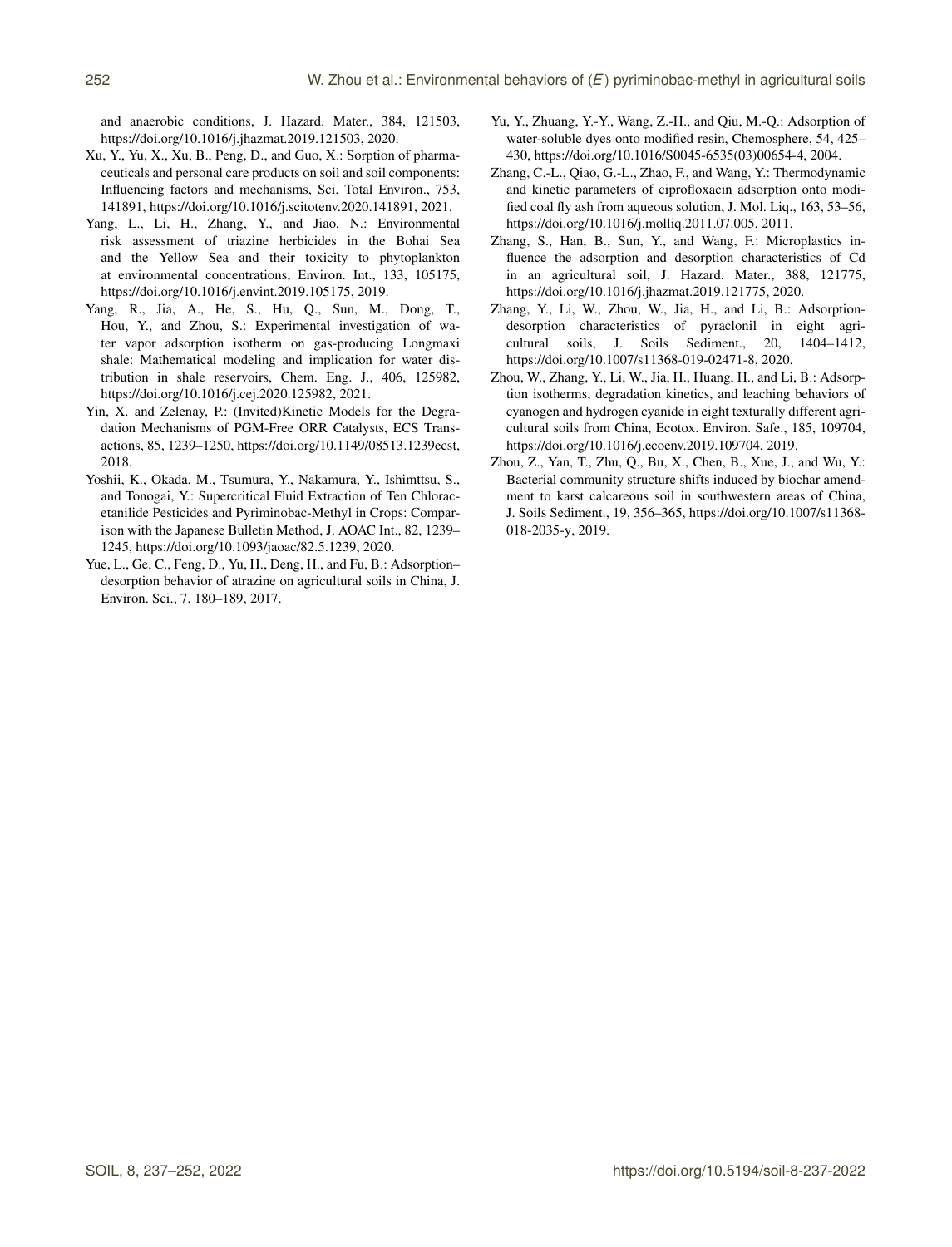and anaerobic conditions, J. Hazard. Mater., 384, 121503, https://doi.org/10.1016/j.jhazmat.2019.121503, 2020.

Xu, Y., Yu, X., Xu, B., Peng, D., and Guo, X.: Sorption of pharmaceuticals and personal care products on soil and soil components: Influencing factors and mechanisms, Sci. Total Environ., 753, 141891, https://doi.org/10.1016/j.scitotenv.2020.141891, 2021.

Yang, L., Li, H., Zhang, Y., and Jiao, N.: Environmental risk assessment of triazine herbicides in the Bohai Sea and the Yellow Sea and their toxicity to phytoplankton at environmental concentrations, Environ. Int., 133, 105175, https://doi.org/10.1016/j.envint.2019.105175, 2019.

Yang, R., Jia, A., He, S., Hu, Q., Sun, M., Dong, T., Hou, Y., and Zhou, S.: Experimental investigation of water vapor adsorption isotherm on gas-producing Longmaxi shale: Mathematical modeling and implication for water distribution in shale reservoirs, Chem. Eng. J., 406, 125982, https://doi.org/10.1016/j.cej.2020.125982, 2021.

Yin, X. and Zelenay, P.: (Invited)Kinetic Models for the Degradation Mechanisms of PGM-Free ORR Catalysts, ECS Transactions, 85, 1239–1250, https://doi.org/10.1149/08513.1239ecst, 2018.

Yoshii, K., Okada, M., Tsumura, Y., Nakamura, Y., Ishimttsu, S., and Tonogai, Y.: Supercritical Fluid Extraction of Ten Chloracetanilide Pesticides and Pyriminobac-Methyl in Crops: Comparison with the Japanese Bulletin Method, J. AOAC Int., 82, 1239–1245, https://doi.org/10.1093/jaoac/82.5.1239, 2020.

Yue, L., Ge, C., Feng, D., Yu, H., Deng, H., and Fu, B.: Adsorption–desorption behavior of atrazine on agricultural soils in China, J. Environ. Sci., 7, 180–189, 2017.

Yu, Y., Zhuang, Y.-Y., Wang, Z.-H., and Qiu, M.-Q.: Adsorption of water-soluble dyes onto modified resin, Chemosphere, 54, 425–430, https://doi.org/10.1016/S0045-6535(03)00654-4, 2004.

Zhang, C.-L., Qiao, G.-L., Zhao, F., and Wang, Y.: Thermodynamic and kinetic parameters of ciprofloxacin adsorption onto modified coal fly ash from aqueous solution, J. Mol. Liq., 163, 53–56, https://doi.org/10.1016/j.molliq.2011.07.005, 2011.

Zhang, S., Han, B., Sun, Y., and Wang, F.: Microplastics influence the adsorption and desorption characteristics of Cd in an agricultural soil, J. Hazard. Mater., 388, 121775, https://doi.org/10.1016/j.jhazmat.2019.121775, 2020.

Zhang, Y., Li, W., Zhou, W., Jia, H., and Li, B.: Adsorption-desorption characteristics of pyraclonil in eight agricultural soils, J. Soils Sediment., 20, 1404–1412, https://doi.org/10.1007/s11368-019-02471-8, 2020.

Zhou, W., Zhang, Y., Li, W., Jia, H., Huang, H., and Li, B.: Adsorption isotherms, degradation kinetics, and leaching behaviors of cyanogen and hydrogen cyanide in eight texturally different agricultural soils from China, Ecotox. Environ. Safe., 185, 109704, https://doi.org/10.1016/j.ecoenv.2019.109704, 2019.

Zhou, Z., Yan, T., Zhu, Q., Bu, X., Chen, B., Xue, J., and Wu, Y.: Bacterial community structure shifts induced by biochar amendment to karst calcareous soil in southwestern areas of China, J. Soils Sediment., 19, 356–365, https://doi.org/10.1007/s11368-018-2035-y, 2019.